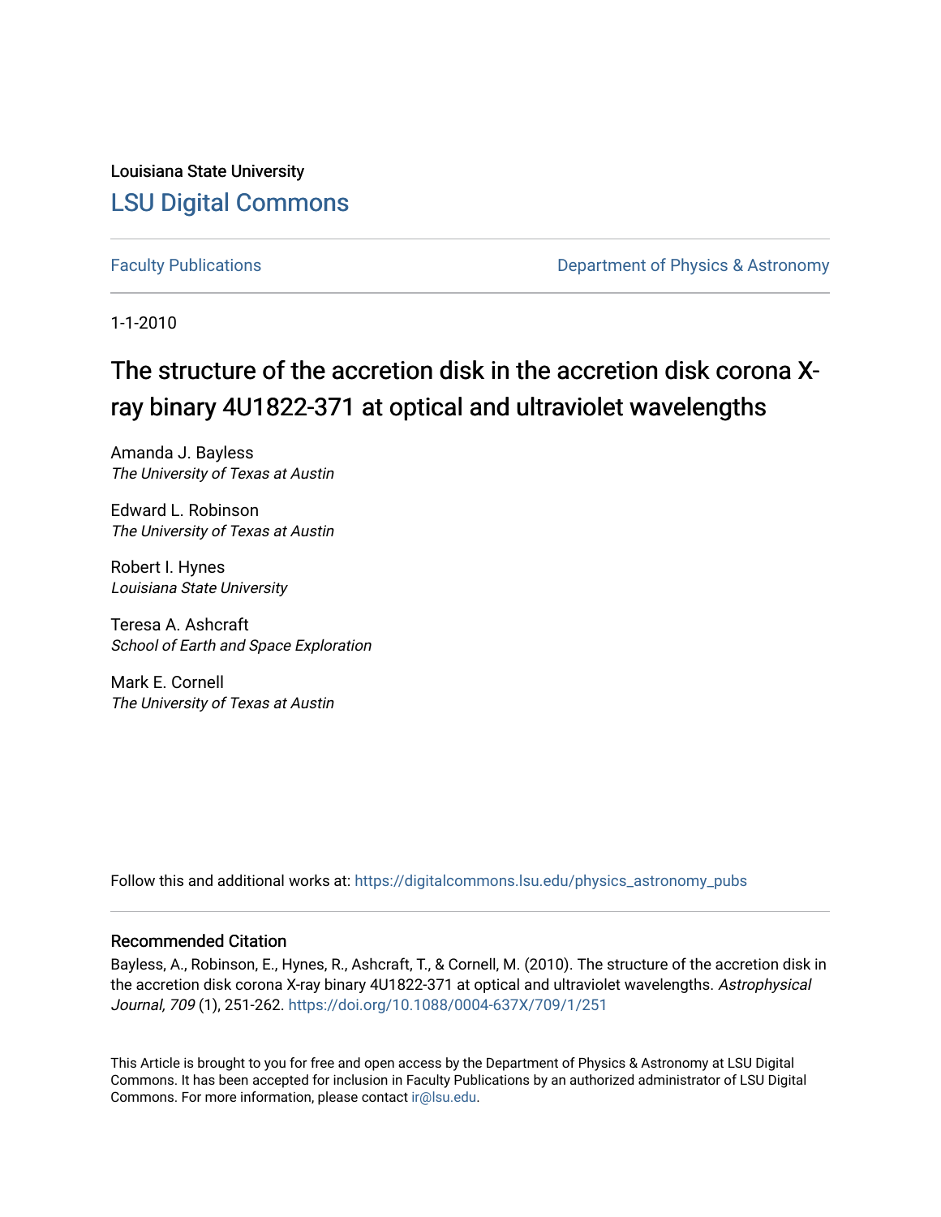Louisiana State University

[LSU Digital Commons](https://digitalcommons.lsu.edu/)

Faculty Publications — Department of Physics & Astronomy

1-1-2010

# The structure of the accretion disk in the accretion disk corona X-ray binary 4U1822-371 at optical and ultraviolet wavelengths

Amanda J. Bayless
*The University of Texas at Austin*

Edward L. Robinson
*The University of Texas at Austin*

Robert I. Hynes
*Louisiana State University*

Teresa A. Ashcraft
*School of Earth and Space Exploration*

Mark E. Cornell
*The University of Texas at Austin*

Follow this and additional works at: https://digitalcommons.lsu.edu/physics_astronomy_pubs

## Recommended Citation

Bayless, A., Robinson, E., Hynes, R., Ashcraft, T., & Cornell, M. (2010). The structure of the accretion disk in the accretion disk corona X-ray binary 4U1822-371 at optical and ultraviolet wavelengths. *Astrophysical Journal, 709* (1), 251-262. https://doi.org/10.1088/0004-637X/709/1/251

This Article is brought to you for free and open access by the Department of Physics & Astronomy at LSU Digital Commons. It has been accepted for inclusion in Faculty Publications by an authorized administrator of LSU Digital Commons. For more information, please contact ir@lsu.edu.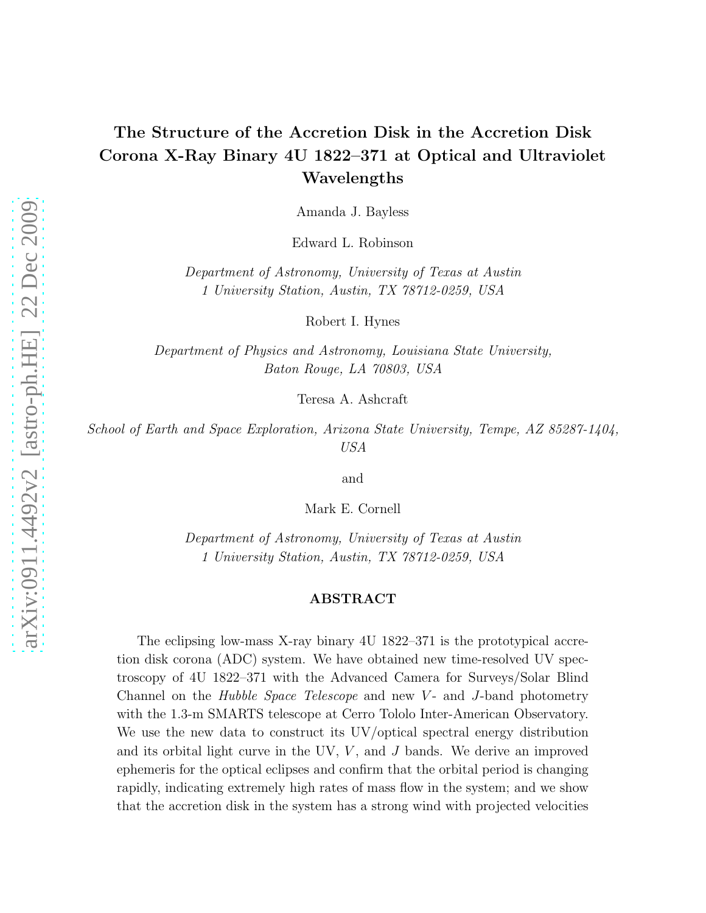# The Structure of the Accretion Disk in the Accretion Disk Corona X-Ray Binary 4U 1822–371 at Optical and Ultraviolet Wavelengths

Amanda J. Bayless

Edward L. Robinson

*Department of Astronomy, University of Texas at Austin*
*1 University Station, Austin, TX 78712-0259, USA*

Robert I. Hynes

*Department of Physics and Astronomy, Louisiana State University,*
*Baton Rouge, LA 70803, USA*

Teresa A. Ashcraft

*School of Earth and Space Exploration, Arizona State University, Tempe, AZ 85287-1404, USA*

and

Mark E. Cornell

*Department of Astronomy, University of Texas at Austin*
*1 University Station, Austin, TX 78712-0259, USA*

## ABSTRACT

The eclipsing low-mass X-ray binary 4U 1822–371 is the prototypical accretion disk corona (ADC) system. We have obtained new time-resolved UV spectroscopy of 4U 1822–371 with the Advanced Camera for Surveys/Solar Blind Channel on the *Hubble Space Telescope* and new $V$- and $J$-band photometry with the 1.3-m SMARTS telescope at Cerro Tololo Inter-American Observatory. We use the new data to construct its UV/optical spectral energy distribution and its orbital light curve in the UV, $V$, and $J$ bands. We derive an improved ephemeris for the optical eclipses and confirm that the orbital period is changing rapidly, indicating extremely high rates of mass flow in the system; and we show that the accretion disk in the system has a strong wind with projected velocities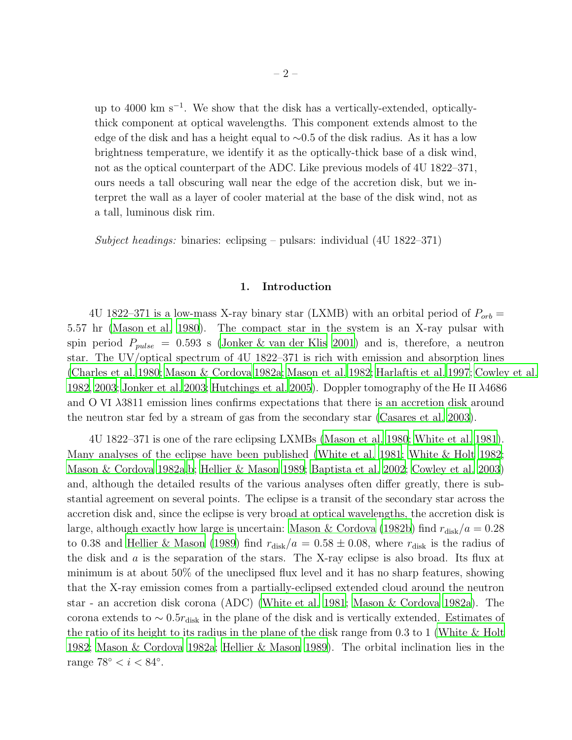up to 4000 km s$^{-1}$. We show that the disk has a vertically-extended, optically-thick component at optical wavelengths. This component extends almost to the edge of the disk and has a height equal to ∼0.5 of the disk radius. As it has a low brightness temperature, we identify it as the optically-thick base of a disk wind, not as the optical counterpart of the ADC. Like previous models of 4U 1822–371, ours needs a tall obscuring wall near the edge of the accretion disk, but we interpret the wall as a layer of cooler material at the base of the disk wind, not as a tall, luminous disk rim.

*Subject headings:* binaries: eclipsing – pulsars: individual (4U 1822–371)

## 1. Introduction

4U 1822–371 is a low-mass X-ray binary star (LXMB) with an orbital period of $P_{orb} =$ 5.57 hr (Mason et al. 1980). The compact star in the system is an X-ray pulsar with spin period $P_{pulse} = 0.593$ s (Jonker & van der Klis 2001) and is, therefore, a neutron star. The UV/optical spectrum of 4U 1822–371 is rich with emission and absorption lines (Charles et al. 1980; Mason & Cordova 1982a; Mason et al. 1982; Harlaftis et al. 1997; Cowley et al. 1982, 2003; Jonker et al. 2003; Hutchings et al. 2005). Doppler tomography of the He II λ4686 and O VI λ3811 emission lines confirms expectations that there is an accretion disk around the neutron star fed by a stream of gas from the secondary star (Casares et al. 2003).

4U 1822–371 is one of the rare eclipsing LXMBs (Mason et al. 1980; White et al. 1981). Many analyses of the eclipse have been published (White et al. 1981; White & Holt 1982; Mason & Cordova 1982a,b; Hellier & Mason 1989; Baptista et al. 2002; Cowley et al. 2003) and, although the detailed results of the various analyses often differ greatly, there is substantial agreement on several points. The eclipse is a transit of the secondary star across the accretion disk and, since the eclipse is very broad at optical wavelengths, the accretion disk is large, although exactly how large is uncertain: Mason & Cordova (1982b) find $r_{\rm disk}/a = 0.28$ to 0.38 and Hellier & Mason (1989) find $r_{\rm disk}/a = 0.58 \pm 0.08$, where $r_{\rm disk}$ is the radius of the disk and $a$ is the separation of the stars. The X-ray eclipse is also broad. Its flux at minimum is at about 50% of the uneclipsed flux level and it has no sharp features, showing that the X-ray emission comes from a partially-eclipsed extended cloud around the neutron star - an accretion disk corona (ADC) (White et al. 1981; Mason & Cordova 1982a). The corona extends to $\sim 0.5 r_{\rm disk}$ in the plane of the disk and is vertically extended. Estimates of the ratio of its height to its radius in the plane of the disk range from 0.3 to 1 (White & Holt 1982; Mason & Cordova 1982a; Hellier & Mason 1989). The orbital inclination lies in the range $78^\circ < i < 84^\circ$.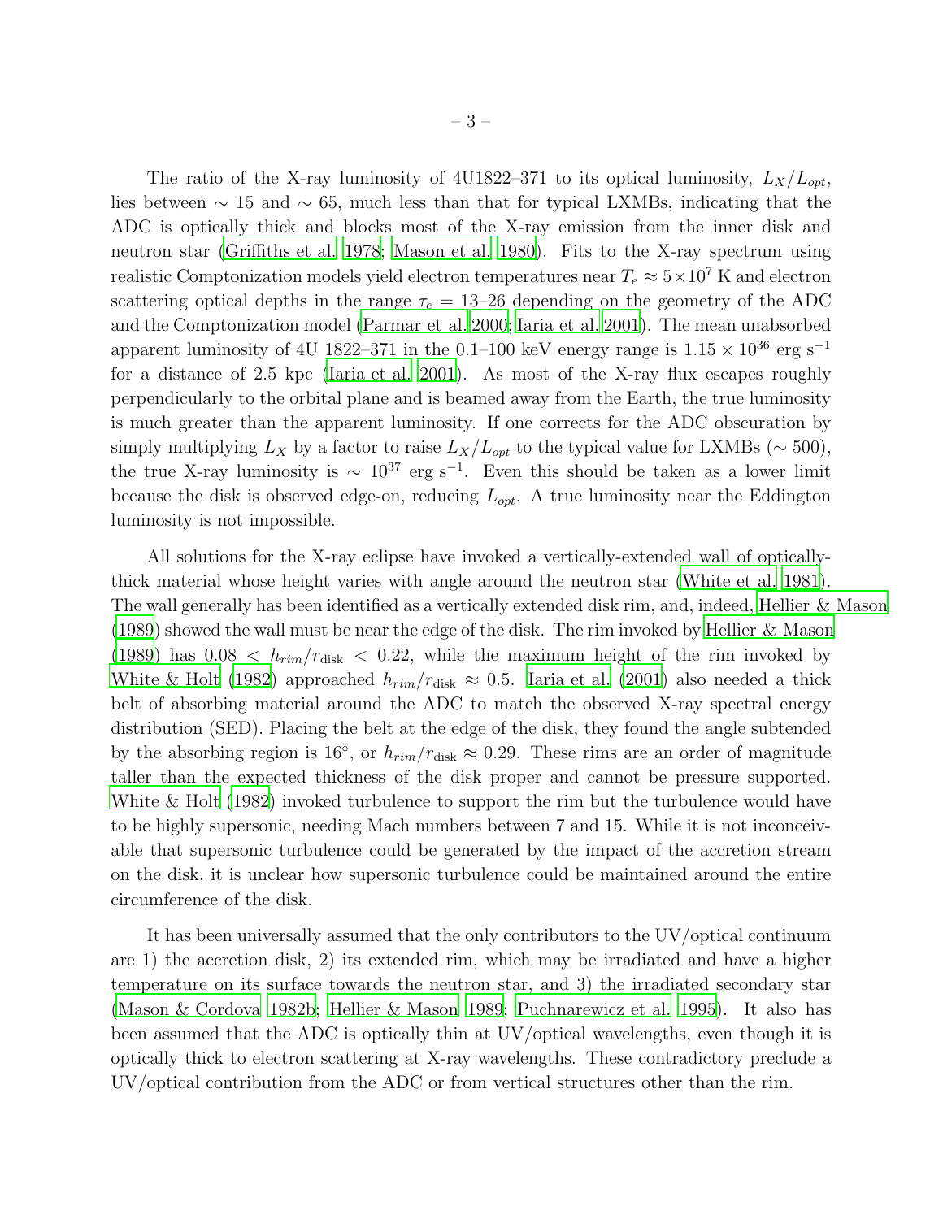The ratio of the X-ray luminosity of 4U1822–371 to its optical luminosity, $L_X/L_{opt}$, lies between $\sim 15$ and $\sim 65$, much less than that for typical LXMBs, indicating that the ADC is optically thick and blocks most of the X-ray emission from the inner disk and neutron star (Griffiths et al. 1978; Mason et al. 1980). Fits to the X-ray spectrum using realistic Comptonization models yield electron temperatures near $T_e \approx 5 \times 10^7$ K and electron scattering optical depths in the range $\tau_e = 13$–$26$ depending on the geometry of the ADC and the Comptonization model (Parmar et al. 2000; Iaria et al. 2001). The mean unabsorbed apparent luminosity of 4U 1822–371 in the 0.1–100 keV energy range is $1.15 \times 10^{36}$ erg s$^{-1}$ for a distance of 2.5 kpc (Iaria et al. 2001). As most of the X-ray flux escapes roughly perpendicularly to the orbital plane and is beamed away from the Earth, the true luminosity is much greater than the apparent luminosity. If one corrects for the ADC obscuration by simply multiplying $L_X$ by a factor to raise $L_X/L_{opt}$ to the typical value for LXMBs ($\sim 500$), the true X-ray luminosity is $\sim 10^{37}$ erg s$^{-1}$. Even this should be taken as a lower limit because the disk is observed edge-on, reducing $L_{opt}$. A true luminosity near the Eddington luminosity is not impossible.

All solutions for the X-ray eclipse have invoked a vertically-extended wall of optically-thick material whose height varies with angle around the neutron star (White et al. 1981). The wall generally has been identified as a vertically extended disk rim, and, indeed, Hellier & Mason (1989) showed the wall must be near the edge of the disk. The rim invoked by Hellier & Mason (1989) has $0.08 < h_{rim}/r_{\rm disk} < 0.22$, while the maximum height of the rim invoked by White & Holt (1982) approached $h_{rim}/r_{\rm disk} \approx 0.5$. Iaria et al. (2001) also needed a thick belt of absorbing material around the ADC to match the observed X-ray spectral energy distribution (SED). Placing the belt at the edge of the disk, they found the angle subtended by the absorbing region is $16^\circ$, or $h_{rim}/r_{\rm disk} \approx 0.29$. These rims are an order of magnitude taller than the expected thickness of the disk proper and cannot be pressure supported. White & Holt (1982) invoked turbulence to support the rim but the turbulence would have to be highly supersonic, needing Mach numbers between 7 and 15. While it is not inconceivable that supersonic turbulence could be generated by the impact of the accretion stream on the disk, it is unclear how supersonic turbulence could be maintained around the entire circumference of the disk.

It has been universally assumed that the only contributors to the UV/optical continuum are 1) the accretion disk, 2) its extended rim, which may be irradiated and have a higher temperature on its surface towards the neutron star, and 3) the irradiated secondary star (Mason & Cordova 1982b; Hellier & Mason 1989; Puchnarewicz et al. 1995). It also has been assumed that the ADC is optically thin at UV/optical wavelengths, even though it is optically thick to electron scattering at X-ray wavelengths. These contradictory preclude a UV/optical contribution from the ADC or from vertical structures other than the rim.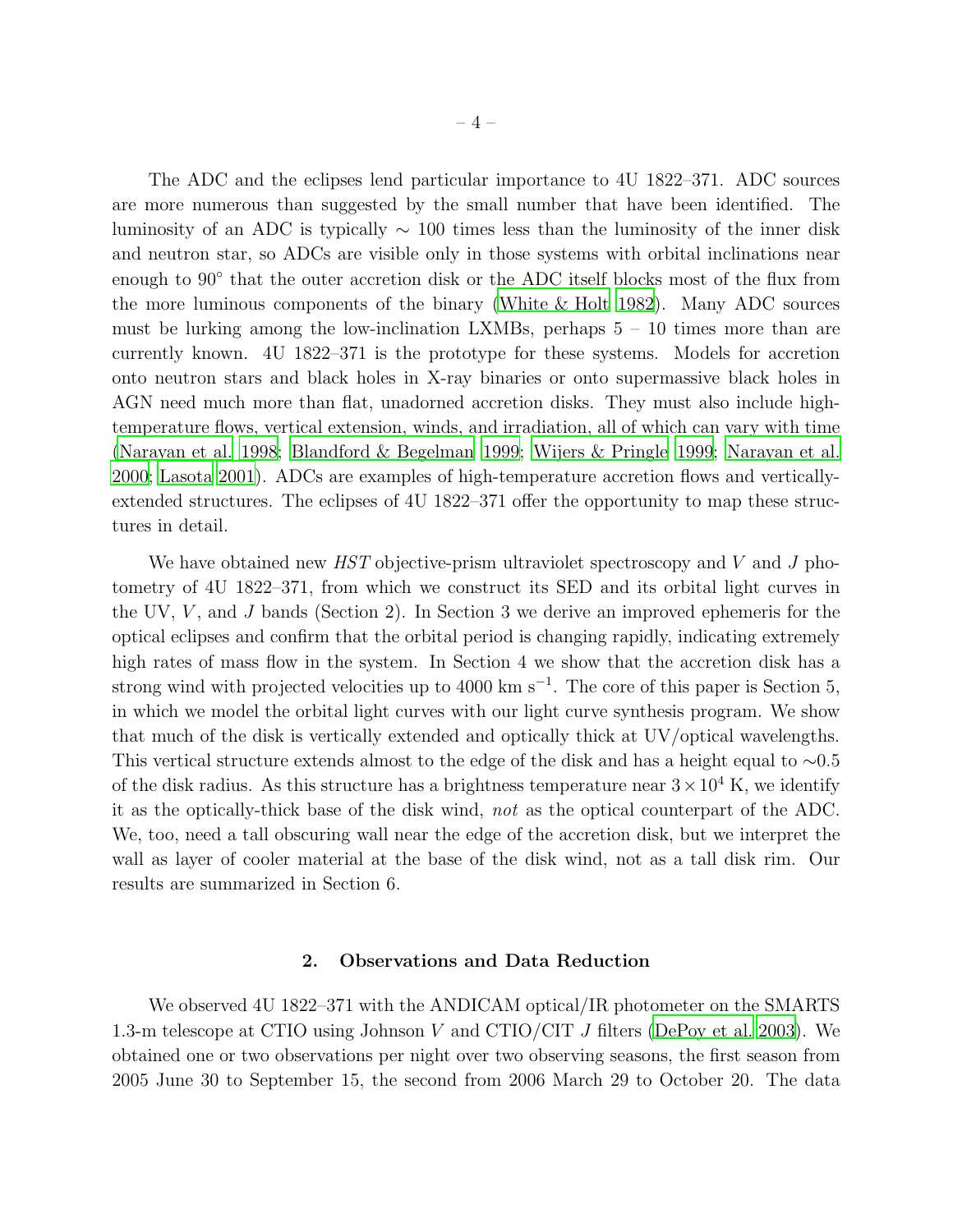The ADC and the eclipses lend particular importance to 4U 1822–371. ADC sources are more numerous than suggested by the small number that have been identified. The luminosity of an ADC is typically $\sim 100$ times less than the luminosity of the inner disk and neutron star, so ADCs are visible only in those systems with orbital inclinations near enough to $90^\circ$ that the outer accretion disk or the ADC itself blocks most of the flux from the more luminous components of the binary (White & Holt 1982). Many ADC sources must be lurking among the low-inclination LXMBs, perhaps 5 – 10 times more than are currently known. 4U 1822–371 is the prototype for these systems. Models for accretion onto neutron stars and black holes in X-ray binaries or onto supermassive black holes in AGN need much more than flat, unadorned accretion disks. They must also include high-temperature flows, vertical extension, winds, and irradiation, all of which can vary with time (Narayan et al. 1998; Blandford & Begelman 1999; Wijers & Pringle 1999; Narayan et al. 2000; Lasota 2001). ADCs are examples of high-temperature accretion flows and vertically-extended structures. The eclipses of 4U 1822–371 offer the opportunity to map these structures in detail.

We have obtained new *HST* objective-prism ultraviolet spectroscopy and $V$ and $J$ photometry of 4U 1822–371, from which we construct its SED and its orbital light curves in the UV, $V$, and $J$ bands (Section 2). In Section 3 we derive an improved ephemeris for the optical eclipses and confirm that the orbital period is changing rapidly, indicating extremely high rates of mass flow in the system. In Section 4 we show that the accretion disk has a strong wind with projected velocities up to 4000 km s$^{-1}$. The core of this paper is Section 5, in which we model the orbital light curves with our light curve synthesis program. We show that much of the disk is vertically extended and optically thick at UV/optical wavelengths. This vertical structure extends almost to the edge of the disk and has a height equal to $\sim$0.5 of the disk radius. As this structure has a brightness temperature near $3 \times 10^4$ K, we identify it as the optically-thick base of the disk wind, *not* as the optical counterpart of the ADC. We, too, need a tall obscuring wall near the edge of the accretion disk, but we interpret the wall as layer of cooler material at the base of the disk wind, not as a tall disk rim. Our results are summarized in Section 6.

## 2. Observations and Data Reduction

We observed 4U 1822–371 with the ANDICAM optical/IR photometer on the SMARTS 1.3-m telescope at CTIO using Johnson $V$ and CTIO/CIT $J$ filters (DePoy et al. 2003). We obtained one or two observations per night over two observing seasons, the first season from 2005 June 30 to September 15, the second from 2006 March 29 to October 20. The data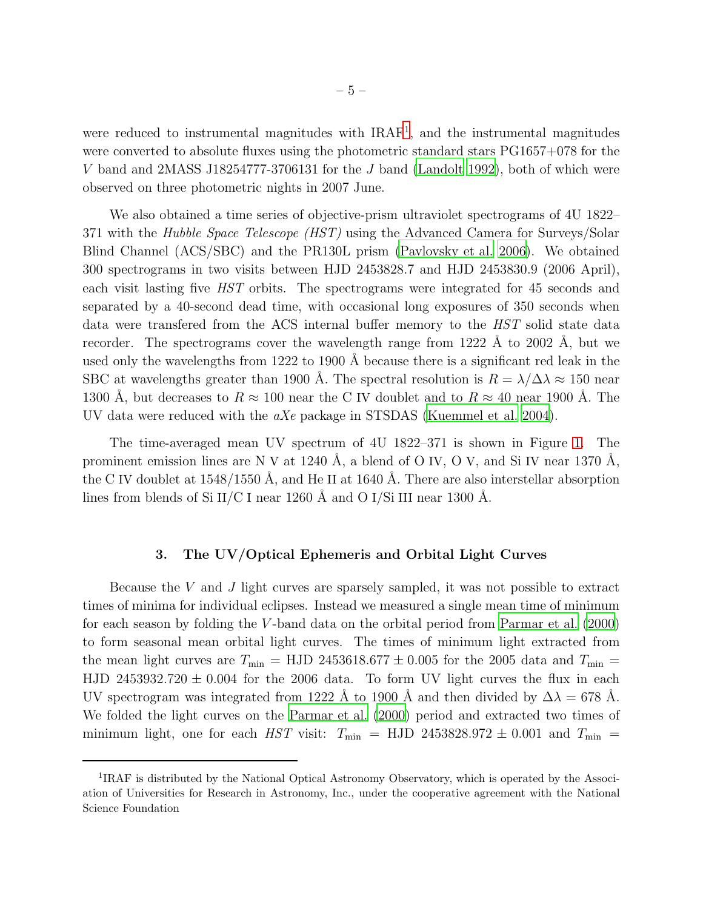were reduced to instrumental magnitudes with IRAF[1], and the instrumental magnitudes were converted to absolute fluxes using the photometric standard stars PG1657+078 for the $V$ band and 2MASS J18254777-3706131 for the $J$ band (Landolt 1992), both of which were observed on three photometric nights in 2007 June.

We also obtained a time series of objective-prism ultraviolet spectrograms of 4U 1822–371 with the *Hubble Space Telescope (HST)* using the Advanced Camera for Surveys/Solar Blind Channel (ACS/SBC) and the PR130L prism (Pavlovsky et al. 2006). We obtained 300 spectrograms in two visits between HJD 2453828.7 and HJD 2453830.9 (2006 April), each visit lasting five *HST* orbits. The spectrograms were integrated for 45 seconds and separated by a 40-second dead time, with occasional long exposures of 350 seconds when data were transfered from the ACS internal buffer memory to the *HST* solid state data recorder. The spectrograms cover the wavelength range from 1222 Å to 2002 Å, but we used only the wavelengths from 1222 to 1900 Å because there is a significant red leak in the SBC at wavelengths greater than 1900 Å. The spectral resolution is $R = \lambda/\Delta\lambda \approx 150$ near 1300 Å, but decreases to $R \approx 100$ near the C IV doublet and to $R \approx 40$ near 1900 Å. The UV data were reduced with the *aXe* package in STSDAS (Kuemmel et al. 2004).

The time-averaged mean UV spectrum of 4U 1822–371 is shown in Figure 1. The prominent emission lines are N V at 1240 Å, a blend of O IV, O V, and Si IV near 1370 Å, the C IV doublet at 1548/1550 Å, and He II at 1640 Å. There are also interstellar absorption lines from blends of Si II/C I near 1260 Å and O I/Si III near 1300 Å.

## 3. The UV/Optical Ephemeris and Orbital Light Curves

Because the $V$ and $J$ light curves are sparsely sampled, it was not possible to extract times of minima for individual eclipses. Instead we measured a single mean time of minimum for each season by folding the $V$-band data on the orbital period from Parmar et al. (2000) to form seasonal mean orbital light curves. The times of minimum light extracted from the mean light curves are $T_{\rm min}$ = HJD 2453618.677 ± 0.005 for the 2005 data and $T_{\rm min}$ = HJD 2453932.720 ± 0.004 for the 2006 data. To form UV light curves the flux in each UV spectrogram was integrated from 1222 Å to 1900 Å and then divided by $\Delta\lambda = 678$ Å. We folded the light curves on the Parmar et al. (2000) period and extracted two times of minimum light, one for each *HST* visit: $T_{\rm min}$ = HJD 2453828.972 ± 0.001 and $T_{\rm min}$ =

[1] IRAF is distributed by the National Optical Astronomy Observatory, which is operated by the Association of Universities for Research in Astronomy, Inc., under the cooperative agreement with the National Science Foundation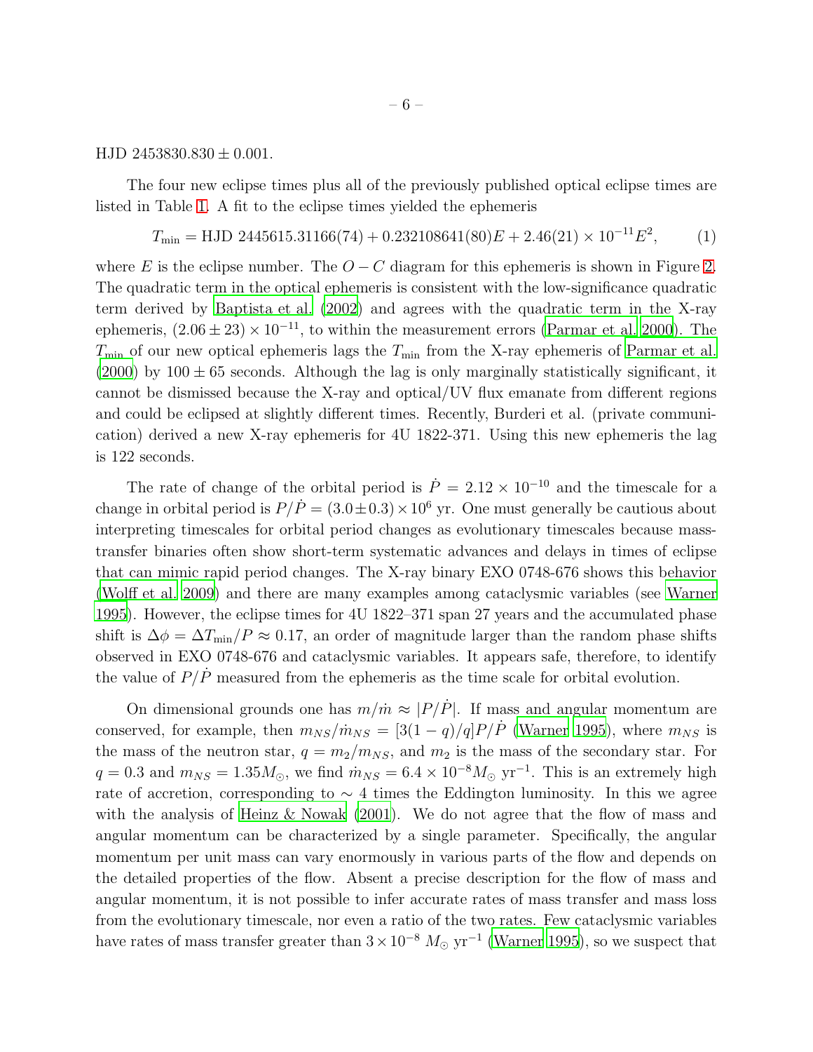HJD $2453830.830 \pm 0.001$.

The four new eclipse times plus all of the previously published optical eclipse times are listed in Table 1. A fit to the eclipse times yielded the ephemeris

$$T_{\min} = \text{HJD } 2445615.31166(74) + 0.232108641(80)E + 2.46(21) \times 10^{-11}E^2, \quad (1)$$

where $E$ is the eclipse number. The $O - C$ diagram for this ephemeris is shown in Figure 2. The quadratic term in the optical ephemeris is consistent with the low-significance quadratic term derived by Baptista et al. (2002) and agrees with the quadratic term in the X-ray ephemeris, $(2.06 \pm 23) \times 10^{-11}$, to within the measurement errors (Parmar et al. 2000). The $T_{\min}$ of our new optical ephemeris lags the $T_{\min}$ from the X-ray ephemeris of Parmar et al. (2000) by $100 \pm 65$ seconds. Although the lag is only marginally statistically significant, it cannot be dismissed because the X-ray and optical/UV flux emanate from different regions and could be eclipsed at slightly different times. Recently, Burderi et al. (private communication) derived a new X-ray ephemeris for 4U 1822-371. Using this new ephemeris the lag is 122 seconds.

The rate of change of the orbital period is $\dot{P} = 2.12 \times 10^{-10}$ and the timescale for a change in orbital period is $P/\dot{P} = (3.0 \pm 0.3) \times 10^6$ yr. One must generally be cautious about interpreting timescales for orbital period changes as evolutionary timescales because mass-transfer binaries often show short-term systematic advances and delays in times of eclipse that can mimic rapid period changes. The X-ray binary EXO 0748-676 shows this behavior (Wolff et al. 2009) and there are many examples among cataclysmic variables (see Warner 1995). However, the eclipse times for 4U 1822–371 span 27 years and the accumulated phase shift is $\Delta\phi = \Delta T_{\min}/P \approx 0.17$, an order of magnitude larger than the random phase shifts observed in EXO 0748-676 and cataclysmic variables. It appears safe, therefore, to identify the value of $P/\dot{P}$ measured from the ephemeris as the time scale for orbital evolution.

On dimensional grounds one has $m/\dot{m} \approx |P/\dot{P}|$. If mass and angular momentum are conserved, for example, then $m_{NS}/\dot{m}_{NS} = [3(1-q)/q]P/\dot{P}$ (Warner 1995), where $m_{NS}$ is the mass of the neutron star, $q = m_2/m_{NS}$, and $m_2$ is the mass of the secondary star. For $q = 0.3$ and $m_{NS} = 1.35 M_\odot$, we find $\dot{m}_{NS} = 6.4 \times 10^{-8} M_\odot$ yr$^{-1}$. This is an extremely high rate of accretion, corresponding to $\sim 4$ times the Eddington luminosity. In this we agree with the analysis of Heinz & Nowak (2001). We do not agree that the flow of mass and angular momentum can be characterized by a single parameter. Specifically, the angular momentum per unit mass can vary enormously in various parts of the flow and depends on the detailed properties of the flow. Absent a precise description for the flow of mass and angular momentum, it is not possible to infer accurate rates of mass transfer and mass loss from the evolutionary timescale, nor even a ratio of the two rates. Few cataclysmic variables have rates of mass transfer greater than $3 \times 10^{-8}$ $M_\odot$ yr$^{-1}$ (Warner 1995), so we suspect that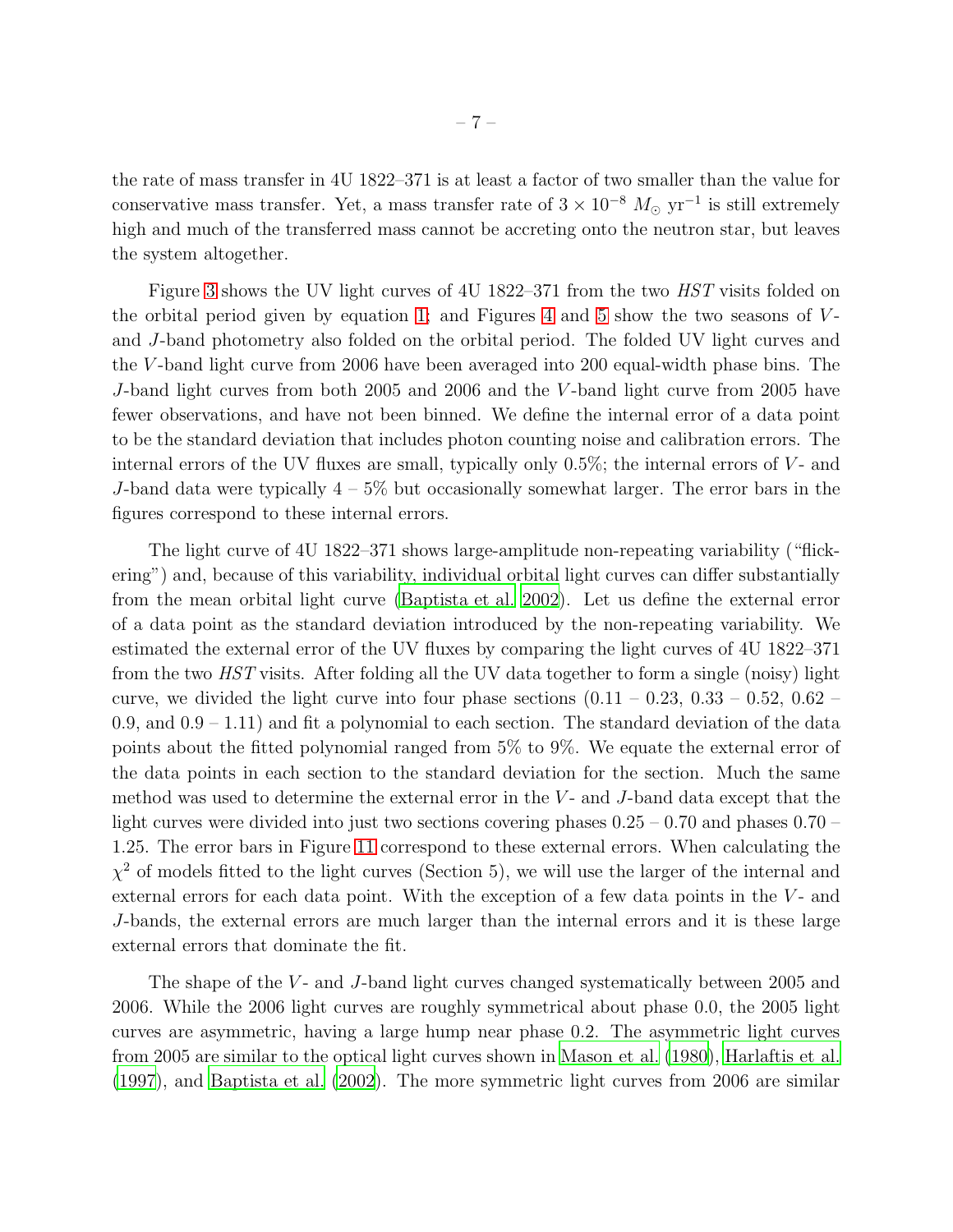the rate of mass transfer in 4U 1822–371 is at least a factor of two smaller than the value for conservative mass transfer. Yet, a mass transfer rate of $3 \times 10^{-8}$ $M_\odot$ yr$^{-1}$ is still extremely high and much of the transferred mass cannot be accreting onto the neutron star, but leaves the system altogether.

Figure 3 shows the UV light curves of 4U 1822–371 from the two *HST* visits folded on the orbital period given by equation 1; and Figures 4 and 5 show the two seasons of $V$- and $J$-band photometry also folded on the orbital period. The folded UV light curves and the $V$-band light curve from 2006 have been averaged into 200 equal-width phase bins. The $J$-band light curves from both 2005 and 2006 and the $V$-band light curve from 2005 have fewer observations, and have not been binned. We define the internal error of a data point to be the standard deviation that includes photon counting noise and calibration errors. The internal errors of the UV fluxes are small, typically only 0.5%; the internal errors of $V$- and $J$-band data were typically 4 – 5% but occasionally somewhat larger. The error bars in the figures correspond to these internal errors.

The light curve of 4U 1822–371 shows large-amplitude non-repeating variability ("flickering") and, because of this variability, individual orbital light curves can differ substantially from the mean orbital light curve (Baptista et al. 2002). Let us define the external error of a data point as the standard deviation introduced by the non-repeating variability. We estimated the external error of the UV fluxes by comparing the light curves of 4U 1822–371 from the two *HST* visits. After folding all the UV data together to form a single (noisy) light curve, we divided the light curve into four phase sections (0.11 – 0.23, 0.33 – 0.52, 0.62 – 0.9, and 0.9 – 1.11) and fit a polynomial to each section. The standard deviation of the data points about the fitted polynomial ranged from 5% to 9%. We equate the external error of the data points in each section to the standard deviation for the section. Much the same method was used to determine the external error in the $V$- and $J$-band data except that the light curves were divided into just two sections covering phases 0.25 – 0.70 and phases 0.70 – 1.25. The error bars in Figure 11 correspond to these external errors. When calculating the $\chi^2$ of models fitted to the light curves (Section 5), we will use the larger of the internal and external errors for each data point. With the exception of a few data points in the $V$- and $J$-bands, the external errors are much larger than the internal errors and it is these large external errors that dominate the fit.

The shape of the $V$- and $J$-band light curves changed systematically between 2005 and 2006. While the 2006 light curves are roughly symmetrical about phase 0.0, the 2005 light curves are asymmetric, having a large hump near phase 0.2. The asymmetric light curves from 2005 are similar to the optical light curves shown in Mason et al. (1980), Harlaftis et al. (1997), and Baptista et al. (2002). The more symmetric light curves from 2006 are similar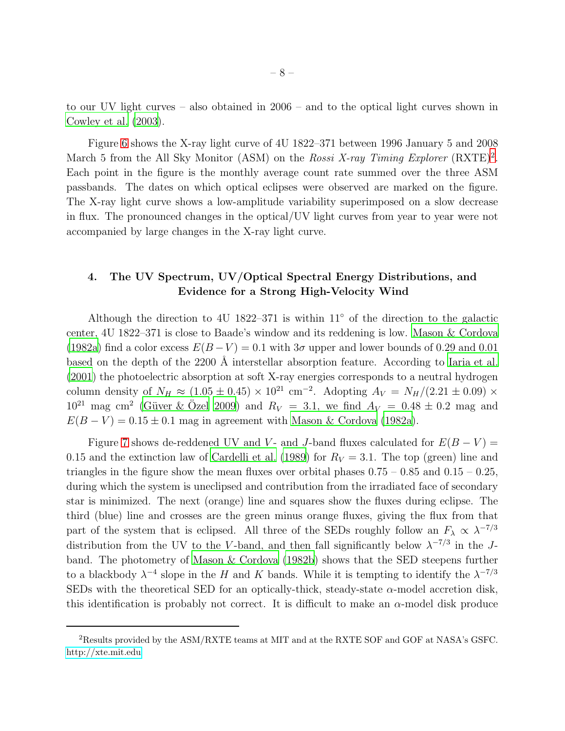to our UV light curves – also obtained in 2006 – and to the optical light curves shown in Cowley et al. (2003).

Figure 6 shows the X-ray light curve of 4U 1822–371 between 1996 January 5 and 2008 March 5 from the All Sky Monitor (ASM) on the *Rossi X-ray Timing Explorer* (RXTE)[2]. Each point in the figure is the monthly average count rate summed over the three ASM passbands. The dates on which optical eclipses were observed are marked on the figure. The X-ray light curve shows a low-amplitude variability superimposed on a slow decrease in flux. The pronounced changes in the optical/UV light curves from year to year were not accompanied by large changes in the X-ray light curve.

## 4. The UV Spectrum, UV/Optical Spectral Energy Distributions, and Evidence for a Strong High-Velocity Wind

Although the direction to 4U 1822–371 is within 11° of the direction to the galactic center, 4U 1822–371 is close to Baade's window and its reddening is low. Mason & Cordova (1982a) find a color excess $E(B-V) = 0.1$ with $3\sigma$ upper and lower bounds of 0.29 and 0.01 based on the depth of the 2200 Å interstellar absorption feature. According to Iaria et al. (2001) the photoelectric absorption at soft X-ray energies corresponds to a neutral hydrogen column density of $N_H \approx (1.05 \pm 0.45) \times 10^{21}$ cm$^{-2}$. Adopting $A_V = N_H/(2.21 \pm 0.09) \times 10^{21}$ mag cm$^2$ (Güver & Özel 2009) and $R_V = 3.1$, we find $A_V = 0.48 \pm 0.2$ mag and $E(B-V) = 0.15 \pm 0.1$ mag in agreement with Mason & Cordova (1982a).

Figure 7 shows de-reddened UV and $V$- and $J$-band fluxes calculated for $E(B-V) = 0.15$ and the extinction law of Cardelli et al. (1989) for $R_V = 3.1$. The top (green) line and triangles in the figure show the mean fluxes over orbital phases 0.75 – 0.85 and 0.15 – 0.25, during which the system is uneclipsed and contribution from the irradiated face of secondary star is minimized. The next (orange) line and squares show the fluxes during eclipse. The third (blue) line and crosses are the green minus orange fluxes, giving the flux from that part of the system that is eclipsed. All three of the SEDs roughly follow an $F_\lambda \propto \lambda^{-7/3}$ distribution from the UV to the $V$-band, and then fall significantly below $\lambda^{-7/3}$ in the $J$-band. The photometry of Mason & Cordova (1982b) shows that the SED steepens further to a blackbody $\lambda^{-4}$ slope in the $H$ and $K$ bands. While it is tempting to identify the $\lambda^{-7/3}$ SEDs with the theoretical SED for an optically-thick, steady-state $\alpha$-model accretion disk, this identification is probably not correct. It is difficult to make an $\alpha$-model disk produce

[2]Results provided by the ASM/RXTE teams at MIT and at the RXTE SOF and GOF at NASA's GSFC. http://xte.mit.edu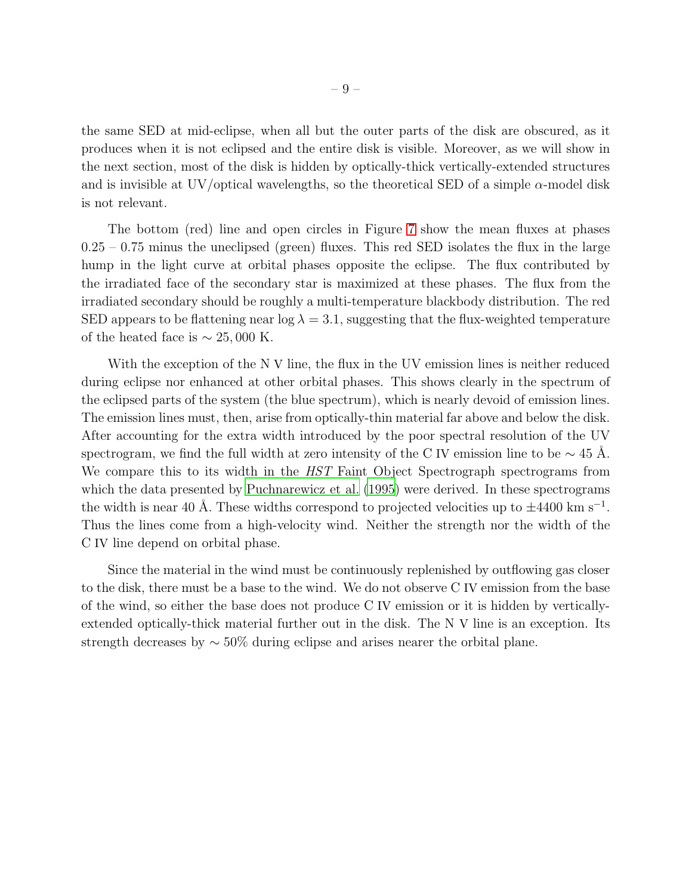the same SED at mid-eclipse, when all but the outer parts of the disk are obscured, as it produces when it is not eclipsed and the entire disk is visible. Moreover, as we will show in the next section, most of the disk is hidden by optically-thick vertically-extended structures and is invisible at UV/optical wavelengths, so the theoretical SED of a simple $\alpha$-model disk is not relevant.

The bottom (red) line and open circles in Figure 7 show the mean fluxes at phases 0.25 – 0.75 minus the uneclipsed (green) fluxes. This red SED isolates the flux in the large hump in the light curve at orbital phases opposite the eclipse. The flux contributed by the irradiated face of the secondary star is maximized at these phases. The flux from the irradiated secondary should be roughly a multi-temperature blackbody distribution. The red SED appears to be flattening near $\log \lambda = 3.1$, suggesting that the flux-weighted temperature of the heated face is $\sim 25,000$ K.

With the exception of the N V line, the flux in the UV emission lines is neither reduced during eclipse nor enhanced at other orbital phases. This shows clearly in the spectrum of the eclipsed parts of the system (the blue spectrum), which is nearly devoid of emission lines. The emission lines must, then, arise from optically-thin material far above and below the disk. After accounting for the extra width introduced by the poor spectral resolution of the UV spectrogram, we find the full width at zero intensity of the C IV emission line to be $\sim 45$ Å. We compare this to its width in the *HST* Faint Object Spectrograph spectrograms from which the data presented by Puchnarewicz et al. (1995) were derived. In these spectrograms the width is near 40 Å. These widths correspond to projected velocities up to $\pm 4400$ km s$^{-1}$. Thus the lines come from a high-velocity wind. Neither the strength nor the width of the C IV line depend on orbital phase.

Since the material in the wind must be continuously replenished by outflowing gas closer to the disk, there must be a base to the wind. We do not observe C IV emission from the base of the wind, so either the base does not produce C IV emission or it is hidden by vertically-extended optically-thick material further out in the disk. The N V line is an exception. Its strength decreases by $\sim 50\%$ during eclipse and arises nearer the orbital plane.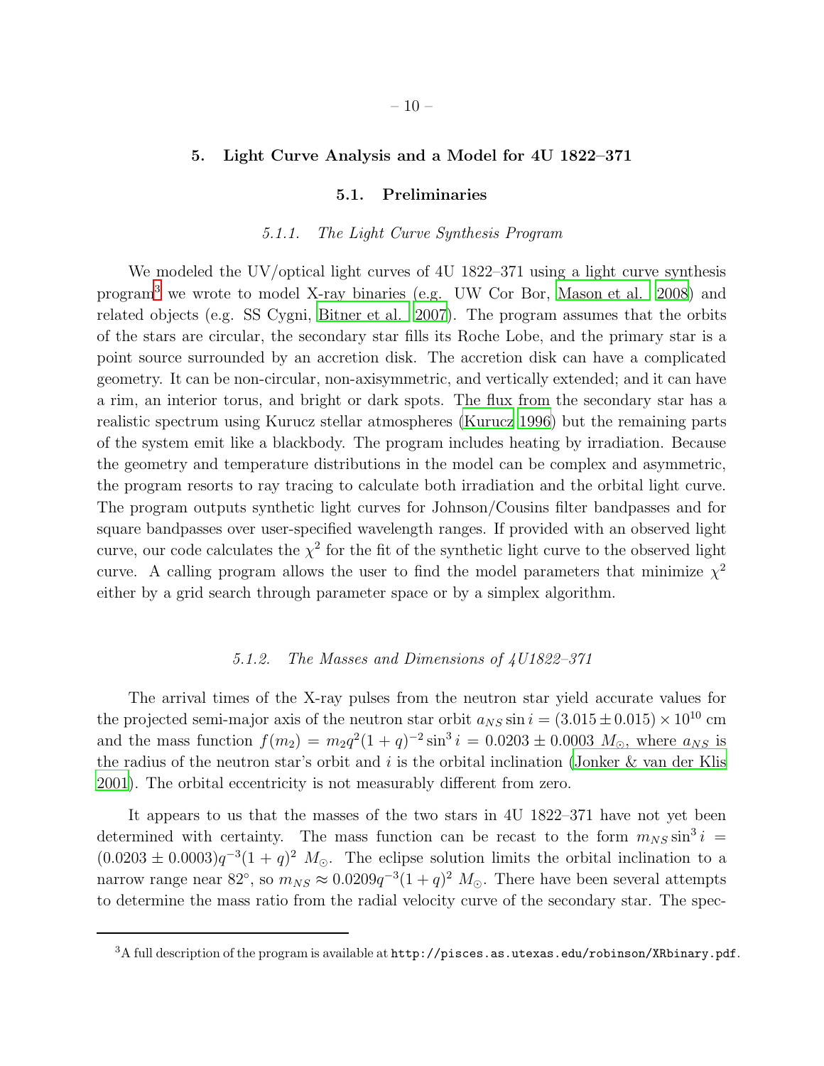## 5. Light Curve Analysis and a Model for 4U 1822–371

### 5.1. Preliminaries

#### 5.1.1. *The Light Curve Synthesis Program*

We modeled the UV/optical light curves of 4U 1822–371 using a light curve synthesis program[3] we wrote to model X-ray binaries (e.g. UW Cor Bor, Mason et al. 2008) and related objects (e.g. SS Cygni, Bitner et al. 2007). The program assumes that the orbits of the stars are circular, the secondary star fills its Roche Lobe, and the primary star is a point source surrounded by an accretion disk. The accretion disk can have a complicated geometry. It can be non-circular, non-axisymmetric, and vertically extended; and it can have a rim, an interior torus, and bright or dark spots. The flux from the secondary star has a realistic spectrum using Kurucz stellar atmospheres (Kurucz 1996) but the remaining parts of the system emit like a blackbody. The program includes heating by irradiation. Because the geometry and temperature distributions in the model can be complex and asymmetric, the program resorts to ray tracing to calculate both irradiation and the orbital light curve. The program outputs synthetic light curves for Johnson/Cousins filter bandpasses and for square bandpasses over user-specified wavelength ranges. If provided with an observed light curve, our code calculates the $\chi^2$ for the fit of the synthetic light curve to the observed light curve. A calling program allows the user to find the model parameters that minimize $\chi^2$ either by a grid search through parameter space or by a simplex algorithm.

#### 5.1.2. *The Masses and Dimensions of 4U1822–371*

The arrival times of the X-ray pulses from the neutron star yield accurate values for the projected semi-major axis of the neutron star orbit $a_{NS} \sin i = (3.015 \pm 0.015) \times 10^{10}$ cm and the mass function $f(m_2) = m_2 q^2 (1+q)^{-2} \sin^3 i = 0.0203 \pm 0.0003\ M_\odot$, where $a_{NS}$ is the radius of the neutron star's orbit and $i$ is the orbital inclination (Jonker & van der Klis 2001). The orbital eccentricity is not measurably different from zero.

It appears to us that the masses of the two stars in 4U 1822–371 have not yet been determined with certainty. The mass function can be recast to the form $m_{NS} \sin^3 i = (0.0203 \pm 0.0003) q^{-3} (1+q)^2\ M_\odot$. The eclipse solution limits the orbital inclination to a narrow range near 82°, so $m_{NS} \approx 0.0209 q^{-3} (1+q)^2\ M_\odot$. There have been several attempts to determine the mass ratio from the radial velocity curve of the secondary star. The spec-

[3] A full description of the program is available at http://pisces.as.utexas.edu/robinson/XRbinary.pdf.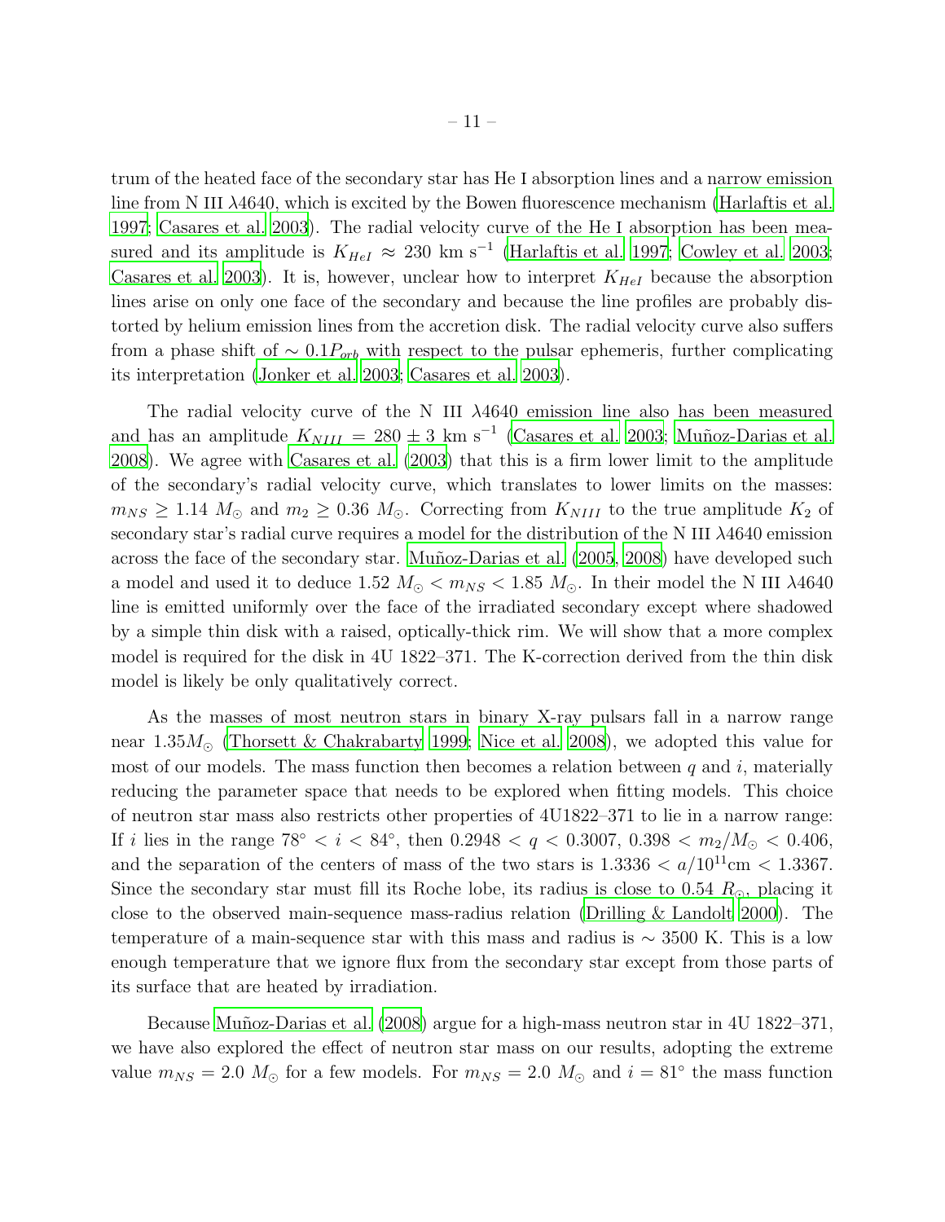trum of the heated face of the secondary star has He I absorption lines and a narrow emission line from N III $\lambda$4640, which is excited by the Bowen fluorescence mechanism (Harlaftis et al. 1997; Casares et al. 2003). The radial velocity curve of the He I absorption has been measured and its amplitude is $K_{HeI} \approx 230$ km s$^{-1}$ (Harlaftis et al. 1997; Cowley et al. 2003; Casares et al. 2003). It is, however, unclear how to interpret $K_{HeI}$ because the absorption lines arise on only one face of the secondary and because the line profiles are probably distorted by helium emission lines from the accretion disk. The radial velocity curve also suffers from a phase shift of $\sim 0.1 P_{orb}$ with respect to the pulsar ephemeris, further complicating its interpretation (Jonker et al. 2003; Casares et al. 2003).

The radial velocity curve of the N III $\lambda$4640 emission line also has been measured and has an amplitude $K_{NIII} = 280 \pm 3$ km s$^{-1}$ (Casares et al. 2003; Muñoz-Darias et al. 2008). We agree with Casares et al. (2003) that this is a firm lower limit to the amplitude of the secondary's radial velocity curve, which translates to lower limits on the masses: $m_{NS} \geq 1.14$ $M_\odot$ and $m_2 \geq 0.36$ $M_\odot$. Correcting from $K_{NIII}$ to the true amplitude $K_2$ of secondary star's radial curve requires a model for the distribution of the N III $\lambda$4640 emission across the face of the secondary star. Muñoz-Darias et al. (2005, 2008) have developed such a model and used it to deduce 1.52 $M_\odot < m_{NS} <$ 1.85 $M_\odot$. In their model the N III $\lambda$4640 line is emitted uniformly over the face of the irradiated secondary except where shadowed by a simple thin disk with a raised, optically-thick rim. We will show that a more complex model is required for the disk in 4U 1822–371. The K-correction derived from the thin disk model is likely be only qualitatively correct.

As the masses of most neutron stars in binary X-ray pulsars fall in a narrow range near 1.35$M_\odot$ (Thorsett & Chakrabarty 1999; Nice et al. 2008), we adopted this value for most of our models. The mass function then becomes a relation between $q$ and $i$, materially reducing the parameter space that needs to be explored when fitting models. This choice of neutron star mass also restricts other properties of 4U1822–371 to lie in a narrow range: If $i$ lies in the range $78^\circ < i < 84^\circ$, then $0.2948 < q < 0.3007$, $0.398 < m_2/M_\odot < 0.406$, and the separation of the centers of mass of the two stars is $1.3336 < a/10^{11}\text{cm} < 1.3367$. Since the secondary star must fill its Roche lobe, its radius is close to 0.54 $R_\odot$, placing it close to the observed main-sequence mass-radius relation (Drilling & Landolt 2000). The temperature of a main-sequence star with this mass and radius is $\sim 3500$ K. This is a low enough temperature that we ignore flux from the secondary star except from those parts of its surface that are heated by irradiation.

Because Muñoz-Darias et al. (2008) argue for a high-mass neutron star in 4U 1822–371, we have also explored the effect of neutron star mass on our results, adopting the extreme value $m_{NS} = 2.0$ $M_\odot$ for a few models. For $m_{NS} = 2.0$ $M_\odot$ and $i = 81^\circ$ the mass function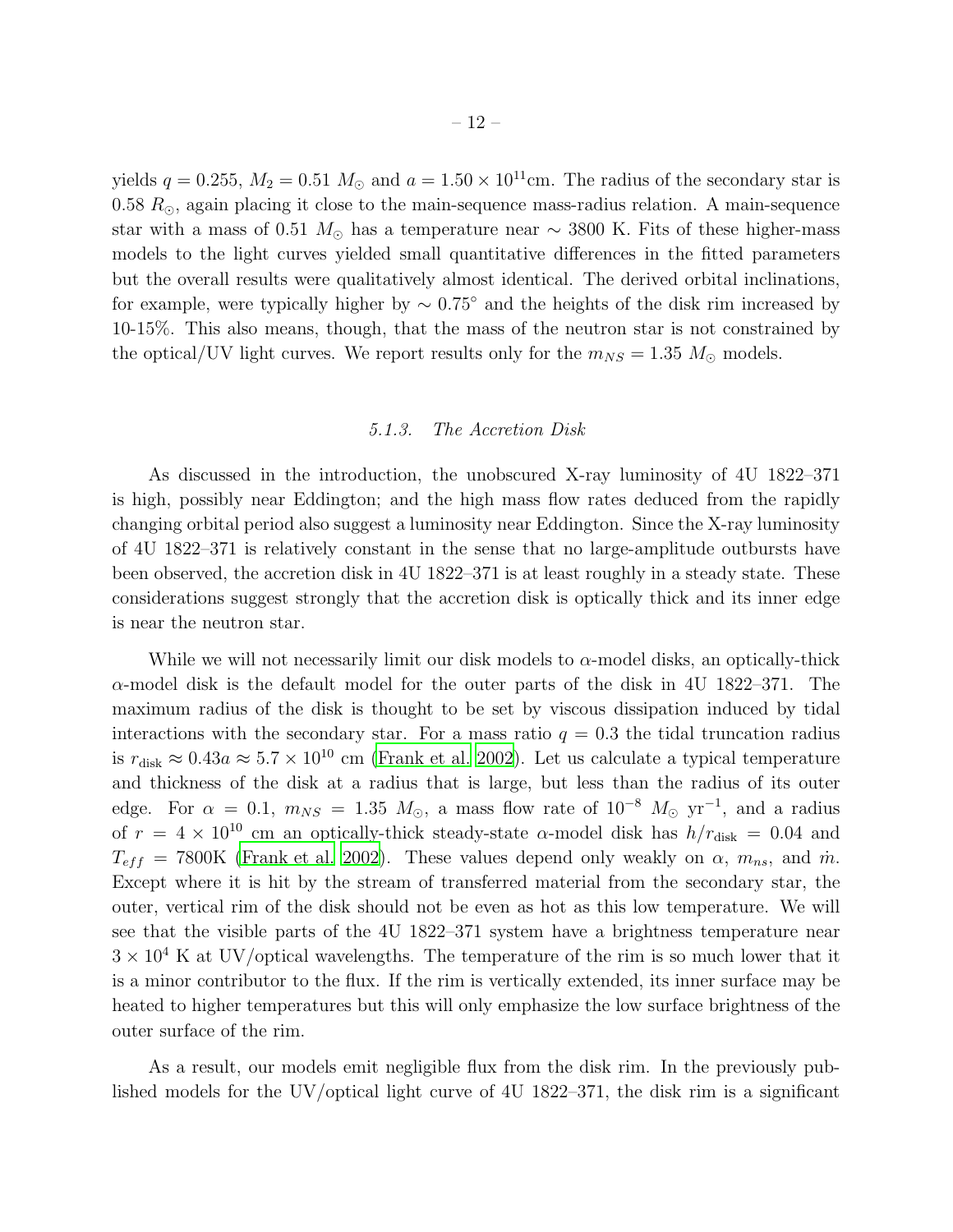yields $q = 0.255$, $M_2 = 0.51\ M_\odot$ and $a = 1.50 \times 10^{11}$cm. The radius of the secondary star is $0.58\ R_\odot$, again placing it close to the main-sequence mass-radius relation. A main-sequence star with a mass of $0.51\ M_\odot$ has a temperature near $\sim 3800$ K. Fits of these higher-mass models to the light curves yielded small quantitative differences in the fitted parameters but the overall results were qualitatively almost identical. The derived orbital inclinations, for example, were typically higher by $\sim 0.75^\circ$ and the heights of the disk rim increased by 10-15%. This also means, though, that the mass of the neutron star is not constrained by the optical/UV light curves. We report results only for the $m_{NS} = 1.35\ M_\odot$ models.

### *5.1.3. The Accretion Disk*

As discussed in the introduction, the unobscured X-ray luminosity of 4U 1822–371 is high, possibly near Eddington; and the high mass flow rates deduced from the rapidly changing orbital period also suggest a luminosity near Eddington. Since the X-ray luminosity of 4U 1822–371 is relatively constant in the sense that no large-amplitude outbursts have been observed, the accretion disk in 4U 1822–371 is at least roughly in a steady state. These considerations suggest strongly that the accretion disk is optically thick and its inner edge is near the neutron star.

While we will not necessarily limit our disk models to $\alpha$-model disks, an optically-thick $\alpha$-model disk is the default model for the outer parts of the disk in 4U 1822–371. The maximum radius of the disk is thought to be set by viscous dissipation induced by tidal interactions with the secondary star. For a mass ratio $q = 0.3$ the tidal truncation radius is $r_{\rm disk} \approx 0.43a \approx 5.7 \times 10^{10}$ cm (Frank et al. 2002). Let us calculate a typical temperature and thickness of the disk at a radius that is large, but less than the radius of its outer edge. For $\alpha = 0.1$, $m_{NS} = 1.35\ M_\odot$, a mass flow rate of $10^{-8}\ M_\odot$ yr$^{-1}$, and a radius of $r = 4 \times 10^{10}$ cm an optically-thick steady-state $\alpha$-model disk has $h/r_{\rm disk} = 0.04$ and $T_{eff} = 7800$K (Frank et al. 2002). These values depend only weakly on $\alpha$, $m_{ns}$, and $\dot{m}$. Except where it is hit by the stream of transferred material from the secondary star, the outer, vertical rim of the disk should not be even as hot as this low temperature. We will see that the visible parts of the 4U 1822–371 system have a brightness temperature near $3 \times 10^4$ K at UV/optical wavelengths. The temperature of the rim is so much lower that it is a minor contributor to the flux. If the rim is vertically extended, its inner surface may be heated to higher temperatures but this will only emphasize the low surface brightness of the outer surface of the rim.

As a result, our models emit negligible flux from the disk rim. In the previously published models for the UV/optical light curve of 4U 1822–371, the disk rim is a significant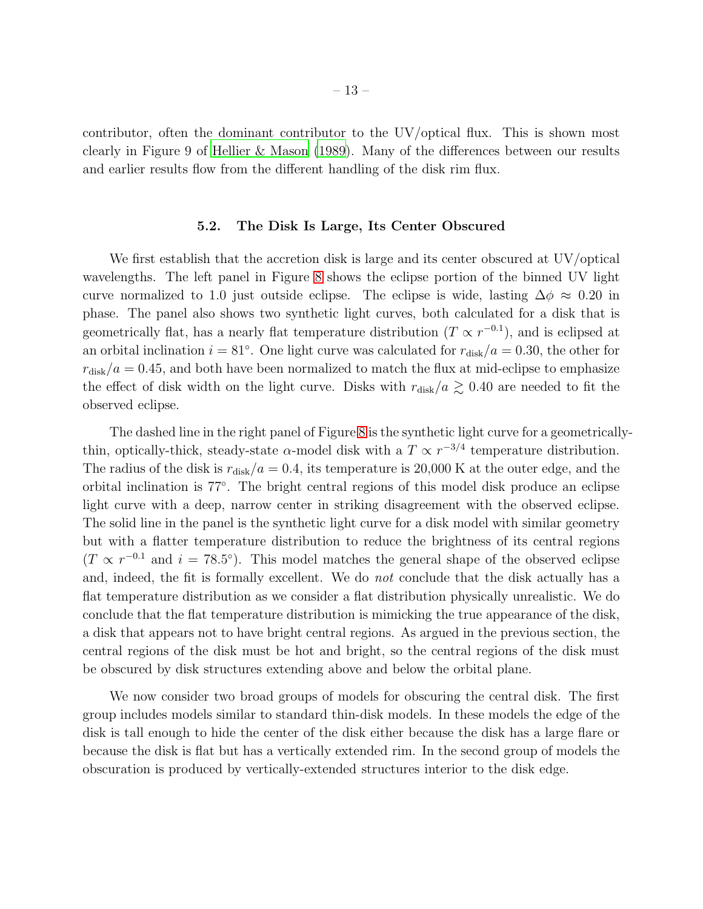contributor, often the dominant contributor to the UV/optical flux. This is shown most clearly in Figure 9 of Hellier & Mason (1989). Many of the differences between our results and earlier results flow from the different handling of the disk rim flux.

### 5.2. The Disk Is Large, Its Center Obscured

We first establish that the accretion disk is large and its center obscured at UV/optical wavelengths. The left panel in Figure 8 shows the eclipse portion of the binned UV light curve normalized to 1.0 just outside eclipse. The eclipse is wide, lasting $\Delta\phi \approx 0.20$ in phase. The panel also shows two synthetic light curves, both calculated for a disk that is geometrically flat, has a nearly flat temperature distribution ($T \propto r^{-0.1}$), and is eclipsed at an orbital inclination $i = 81^{\circ}$. One light curve was calculated for $r_{\rm disk}/a = 0.30$, the other for $r_{\rm disk}/a = 0.45$, and both have been normalized to match the flux at mid-eclipse to emphasize the effect of disk width on the light curve. Disks with $r_{\rm disk}/a \gtrsim 0.40$ are needed to fit the observed eclipse.

The dashed line in the right panel of Figure 8 is the synthetic light curve for a geometrically-thin, optically-thick, steady-state $\alpha$-model disk with a $T \propto r^{-3/4}$ temperature distribution. The radius of the disk is $r_{\rm disk}/a = 0.4$, its temperature is 20,000 K at the outer edge, and the orbital inclination is $77^{\circ}$. The bright central regions of this model disk produce an eclipse light curve with a deep, narrow center in striking disagreement with the observed eclipse. The solid line in the panel is the synthetic light curve for a disk model with similar geometry but with a flatter temperature distribution to reduce the brightness of its central regions ($T \propto r^{-0.1}$ and $i = 78.5^{\circ}$). This model matches the general shape of the observed eclipse and, indeed, the fit is formally excellent. We do *not* conclude that the disk actually has a flat temperature distribution as we consider a flat distribution physically unrealistic. We do conclude that the flat temperature distribution is mimicking the true appearance of the disk, a disk that appears not to have bright central regions. As argued in the previous section, the central regions of the disk must be hot and bright, so the central regions of the disk must be obscured by disk structures extending above and below the orbital plane.

We now consider two broad groups of models for obscuring the central disk. The first group includes models similar to standard thin-disk models. In these models the edge of the disk is tall enough to hide the center of the disk either because the disk has a large flare or because the disk is flat but has a vertically extended rim. In the second group of models the obscuration is produced by vertically-extended structures interior to the disk edge.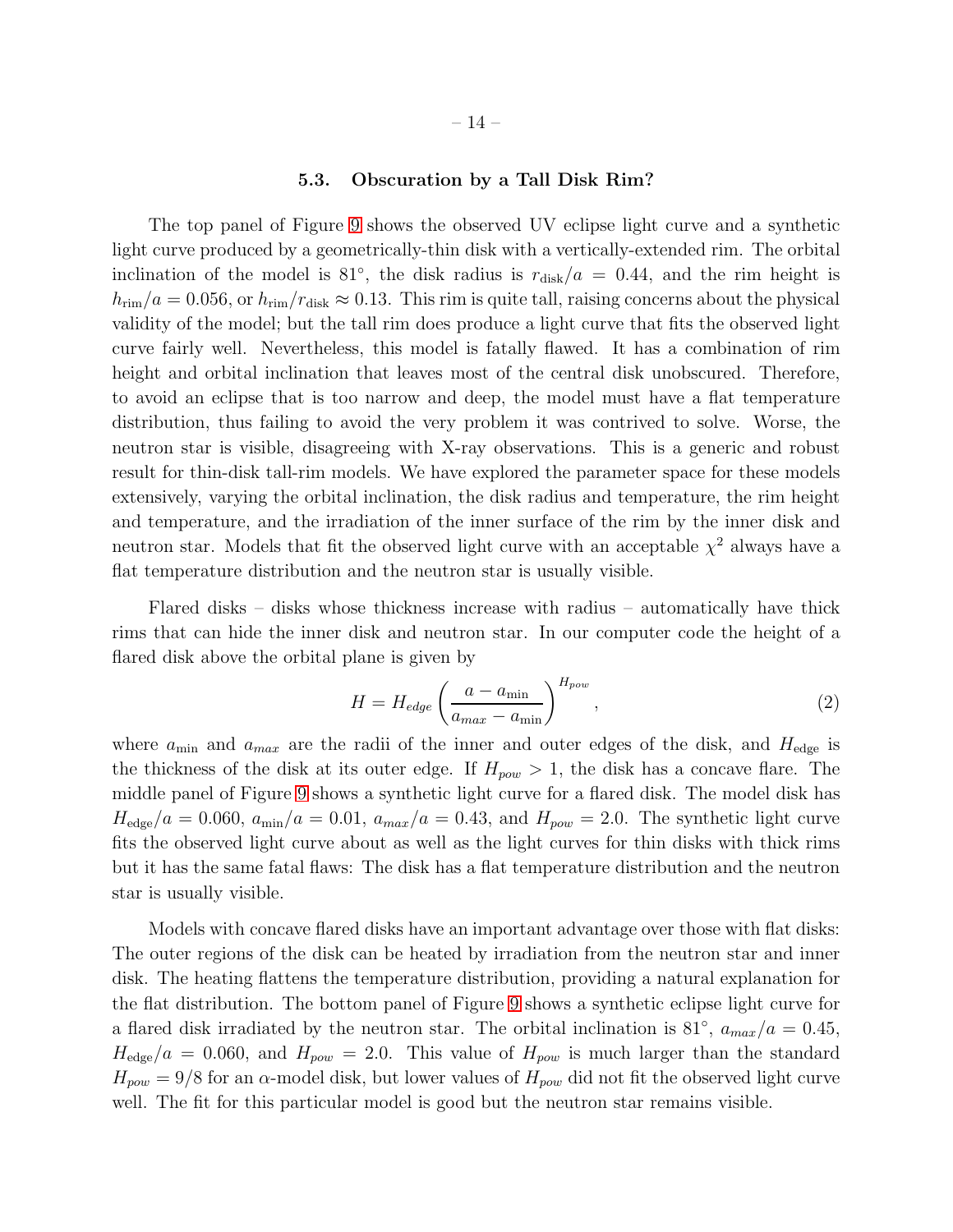### 5.3. Obscuration by a Tall Disk Rim?

The top panel of Figure 9 shows the observed UV eclipse light curve and a synthetic light curve produced by a geometrically-thin disk with a vertically-extended rim. The orbital inclination of the model is 81°, the disk radius is $r_{\rm disk}/a = 0.44$, and the rim height is $h_{\rm rim}/a = 0.056$, or $h_{\rm rim}/r_{\rm disk} \approx 0.13$. This rim is quite tall, raising concerns about the physical validity of the model; but the tall rim does produce a light curve that fits the observed light curve fairly well. Nevertheless, this model is fatally flawed. It has a combination of rim height and orbital inclination that leaves most of the central disk unobscured. Therefore, to avoid an eclipse that is too narrow and deep, the model must have a flat temperature distribution, thus failing to avoid the very problem it was contrived to solve. Worse, the neutron star is visible, disagreeing with X-ray observations. This is a generic and robust result for thin-disk tall-rim models. We have explored the parameter space for these models extensively, varying the orbital inclination, the disk radius and temperature, the rim height and temperature, and the irradiation of the inner surface of the rim by the inner disk and neutron star. Models that fit the observed light curve with an acceptable $\chi^2$ always have a flat temperature distribution and the neutron star is usually visible.

Flared disks – disks whose thickness increase with radius – automatically have thick rims that can hide the inner disk and neutron star. In our computer code the height of a flared disk above the orbital plane is given by

$$H = H_{edge} \left( \frac{a - a_{\rm min}}{a_{max} - a_{\rm min}} \right)^{H_{pow}}, \tag{2}$$

where $a_{\rm min}$ and $a_{max}$ are the radii of the inner and outer edges of the disk, and $H_{\rm edge}$ is the thickness of the disk at its outer edge. If $H_{pow} > 1$, the disk has a concave flare. The middle panel of Figure 9 shows a synthetic light curve for a flared disk. The model disk has $H_{\rm edge}/a = 0.060$, $a_{\rm min}/a = 0.01$, $a_{max}/a = 0.43$, and $H_{pow} = 2.0$. The synthetic light curve fits the observed light curve about as well as the light curves for thin disks with thick rims but it has the same fatal flaws: The disk has a flat temperature distribution and the neutron star is usually visible.

Models with concave flared disks have an important advantage over those with flat disks: The outer regions of the disk can be heated by irradiation from the neutron star and inner disk. The heating flattens the temperature distribution, providing a natural explanation for the flat distribution. The bottom panel of Figure 9 shows a synthetic eclipse light curve for a flared disk irradiated by the neutron star. The orbital inclination is 81°, $a_{max}/a = 0.45$, $H_{\rm edge}/a = 0.060$, and $H_{pow} = 2.0$. This value of $H_{pow}$ is much larger than the standard $H_{pow} = 9/8$ for an $\alpha$-model disk, but lower values of $H_{pow}$ did not fit the observed light curve well. The fit for this particular model is good but the neutron star remains visible.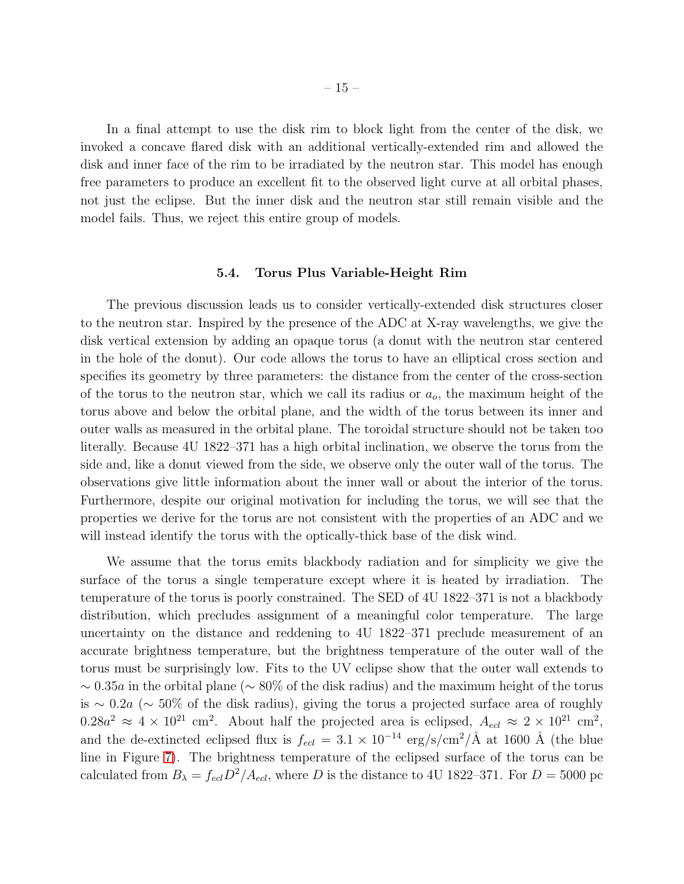In a final attempt to use the disk rim to block light from the center of the disk, we invoked a concave flared disk with an additional vertically-extended rim and allowed the disk and inner face of the rim to be irradiated by the neutron star. This model has enough free parameters to produce an excellent fit to the observed light curve at all orbital phases, not just the eclipse. But the inner disk and the neutron star still remain visible and the model fails. Thus, we reject this entire group of models.

### 5.4. Torus Plus Variable-Height Rim

The previous discussion leads us to consider vertically-extended disk structures closer to the neutron star. Inspired by the presence of the ADC at X-ray wavelengths, we give the disk vertical extension by adding an opaque torus (a donut with the neutron star centered in the hole of the donut). Our code allows the torus to have an elliptical cross section and specifies its geometry by three parameters: the distance from the center of the cross-section of the torus to the neutron star, which we call its radius or $a_o$, the maximum height of the torus above and below the orbital plane, and the width of the torus between its inner and outer walls as measured in the orbital plane. The toroidal structure should not be taken too literally. Because 4U 1822–371 has a high orbital inclination, we observe the torus from the side and, like a donut viewed from the side, we observe only the outer wall of the torus. The observations give little information about the inner wall or about the interior of the torus. Furthermore, despite our original motivation for including the torus, we will see that the properties we derive for the torus are not consistent with the properties of an ADC and we will instead identify the torus with the optically-thick base of the disk wind.

We assume that the torus emits blackbody radiation and for simplicity we give the surface of the torus a single temperature except where it is heated by irradiation. The temperature of the torus is poorly constrained. The SED of 4U 1822–371 is not a blackbody distribution, which precludes assignment of a meaningful color temperature. The large uncertainty on the distance and reddening to 4U 1822–371 preclude measurement of an accurate brightness temperature, but the brightness temperature of the outer wall of the torus must be surprisingly low. Fits to the UV eclipse show that the outer wall extends to $\sim 0.35a$ in the orbital plane ($\sim 80\%$ of the disk radius) and the maximum height of the torus is $\sim 0.2a$ ($\sim 50\%$ of the disk radius), giving the torus a projected surface area of roughly $0.28a^2 \approx 4 \times 10^{21}$ cm$^2$. About half the projected area is eclipsed, $A_{ecl} \approx 2 \times 10^{21}$ cm$^2$, and the de-extincted eclipsed flux is $f_{ecl} = 3.1 \times 10^{-14}$ erg/s/cm$^2$/Å at 1600 Å (the blue line in Figure 7). The brightness temperature of the eclipsed surface of the torus can be calculated from $B_\lambda = f_{ecl} D^2 / A_{ecl}$, where $D$ is the distance to 4U 1822–371. For $D = 5000$ pc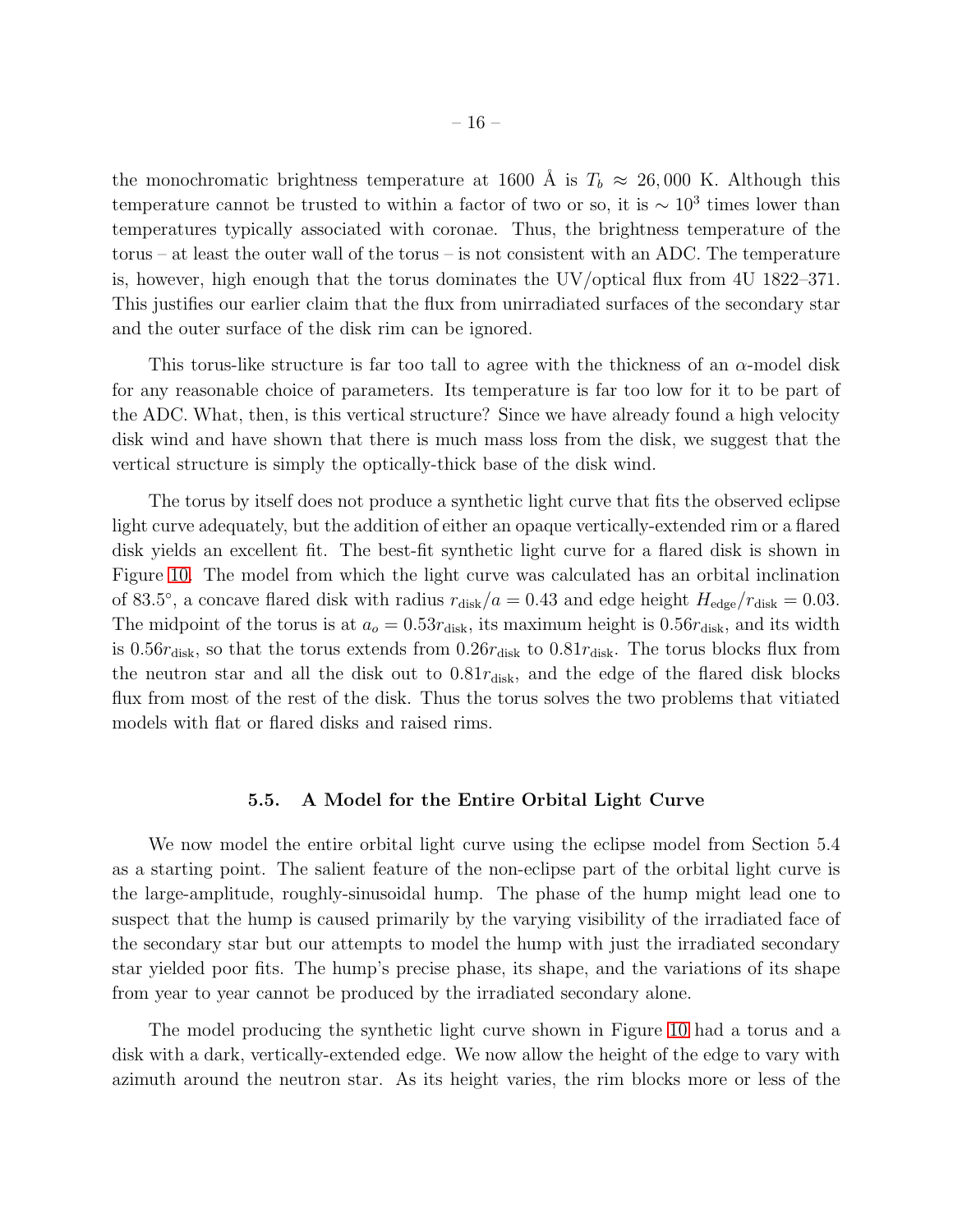the monochromatic brightness temperature at 1600 Å is $T_b \approx 26,000$ K. Although this temperature cannot be trusted to within a factor of two or so, it is $\sim 10^3$ times lower than temperatures typically associated with coronae. Thus, the brightness temperature of the torus – at least the outer wall of the torus – is not consistent with an ADC. The temperature is, however, high enough that the torus dominates the UV/optical flux from 4U 1822–371. This justifies our earlier claim that the flux from unirradiated surfaces of the secondary star and the outer surface of the disk rim can be ignored.

This torus-like structure is far too tall to agree with the thickness of an $\alpha$-model disk for any reasonable choice of parameters. Its temperature is far too low for it to be part of the ADC. What, then, is this vertical structure? Since we have already found a high velocity disk wind and have shown that there is much mass loss from the disk, we suggest that the vertical structure is simply the optically-thick base of the disk wind.

The torus by itself does not produce a synthetic light curve that fits the observed eclipse light curve adequately, but the addition of either an opaque vertically-extended rim or a flared disk yields an excellent fit. The best-fit synthetic light curve for a flared disk is shown in Figure 10. The model from which the light curve was calculated has an orbital inclination of 83.5°, a concave flared disk with radius $r_{\rm disk}/a = 0.43$ and edge height $H_{\rm edge}/r_{\rm disk} = 0.03$. The midpoint of the torus is at $a_o = 0.53 r_{\rm disk}$, its maximum height is $0.56 r_{\rm disk}$, and its width is $0.56 r_{\rm disk}$, so that the torus extends from $0.26 r_{\rm disk}$ to $0.81 r_{\rm disk}$. The torus blocks flux from the neutron star and all the disk out to $0.81 r_{\rm disk}$, and the edge of the flared disk blocks flux from most of the rest of the disk. Thus the torus solves the two problems that vitiated models with flat or flared disks and raised rims.

### 5.5. A Model for the Entire Orbital Light Curve

We now model the entire orbital light curve using the eclipse model from Section 5.4 as a starting point. The salient feature of the non-eclipse part of the orbital light curve is the large-amplitude, roughly-sinusoidal hump. The phase of the hump might lead one to suspect that the hump is caused primarily by the varying visibility of the irradiated face of the secondary star but our attempts to model the hump with just the irradiated secondary star yielded poor fits. The hump's precise phase, its shape, and the variations of its shape from year to year cannot be produced by the irradiated secondary alone.

The model producing the synthetic light curve shown in Figure 10 had a torus and a disk with a dark, vertically-extended edge. We now allow the height of the edge to vary with azimuth around the neutron star. As its height varies, the rim blocks more or less of the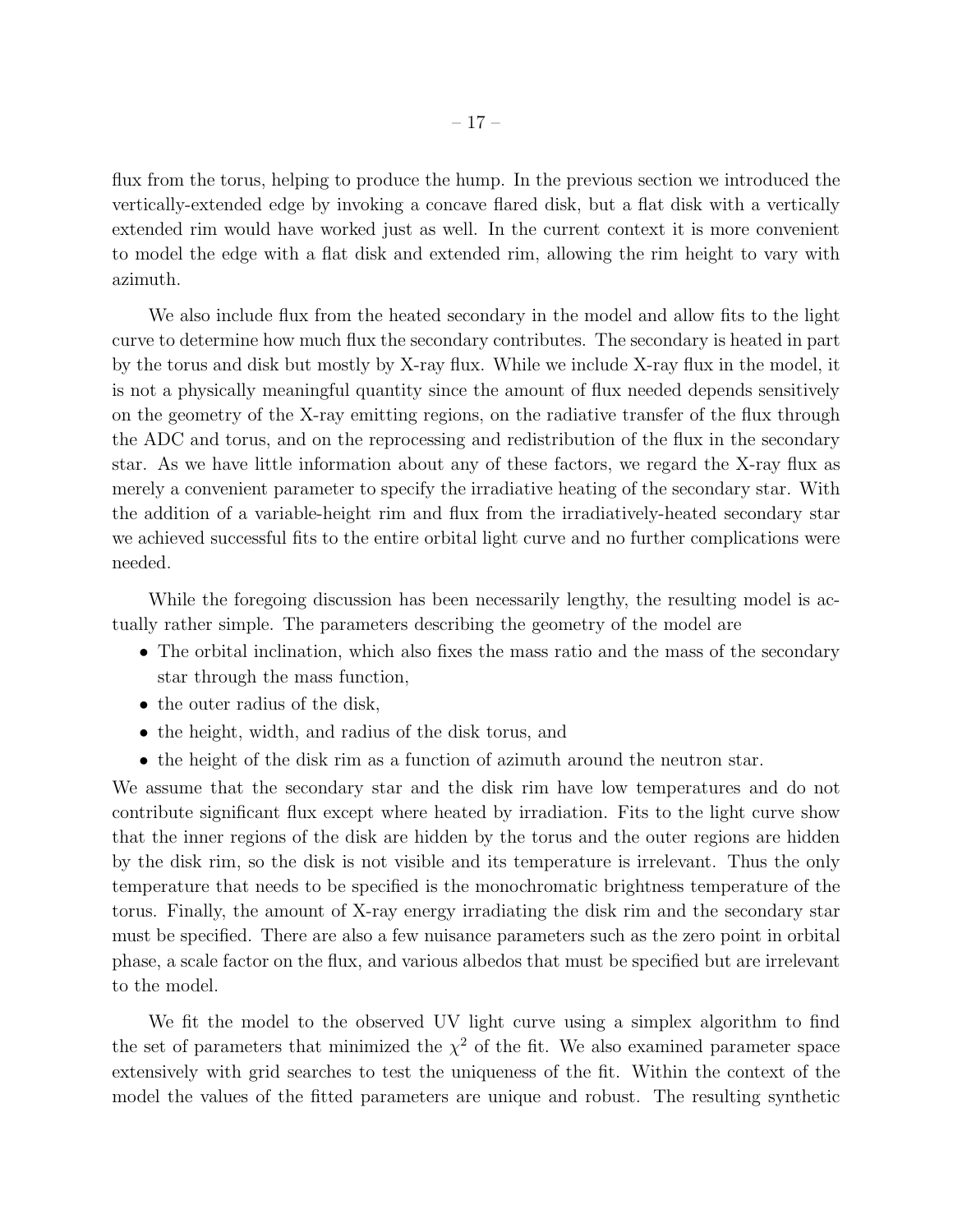flux from the torus, helping to produce the hump. In the previous section we introduced the vertically-extended edge by invoking a concave flared disk, but a flat disk with a vertically extended rim would have worked just as well. In the current context it is more convenient to model the edge with a flat disk and extended rim, allowing the rim height to vary with azimuth.

We also include flux from the heated secondary in the model and allow fits to the light curve to determine how much flux the secondary contributes. The secondary is heated in part by the torus and disk but mostly by X-ray flux. While we include X-ray flux in the model, it is not a physically meaningful quantity since the amount of flux needed depends sensitively on the geometry of the X-ray emitting regions, on the radiative transfer of the flux through the ADC and torus, and on the reprocessing and redistribution of the flux in the secondary star. As we have little information about any of these factors, we regard the X-ray flux as merely a convenient parameter to specify the irradiative heating of the secondary star. With the addition of a variable-height rim and flux from the irradiatively-heated secondary star we achieved successful fits to the entire orbital light curve and no further complications were needed.

While the foregoing discussion has been necessarily lengthy, the resulting model is actually rather simple. The parameters describing the geometry of the model are

- The orbital inclination, which also fixes the mass ratio and the mass of the secondary star through the mass function,
- the outer radius of the disk,
- the height, width, and radius of the disk torus, and
- the height of the disk rim as a function of azimuth around the neutron star.

We assume that the secondary star and the disk rim have low temperatures and do not contribute significant flux except where heated by irradiation. Fits to the light curve show that the inner regions of the disk are hidden by the torus and the outer regions are hidden by the disk rim, so the disk is not visible and its temperature is irrelevant. Thus the only temperature that needs to be specified is the monochromatic brightness temperature of the torus. Finally, the amount of X-ray energy irradiating the disk rim and the secondary star must be specified. There are also a few nuisance parameters such as the zero point in orbital phase, a scale factor on the flux, and various albedos that must be specified but are irrelevant to the model.

We fit the model to the observed UV light curve using a simplex algorithm to find the set of parameters that minimized the $\chi^2$ of the fit. We also examined parameter space extensively with grid searches to test the uniqueness of the fit. Within the context of the model the values of the fitted parameters are unique and robust. The resulting synthetic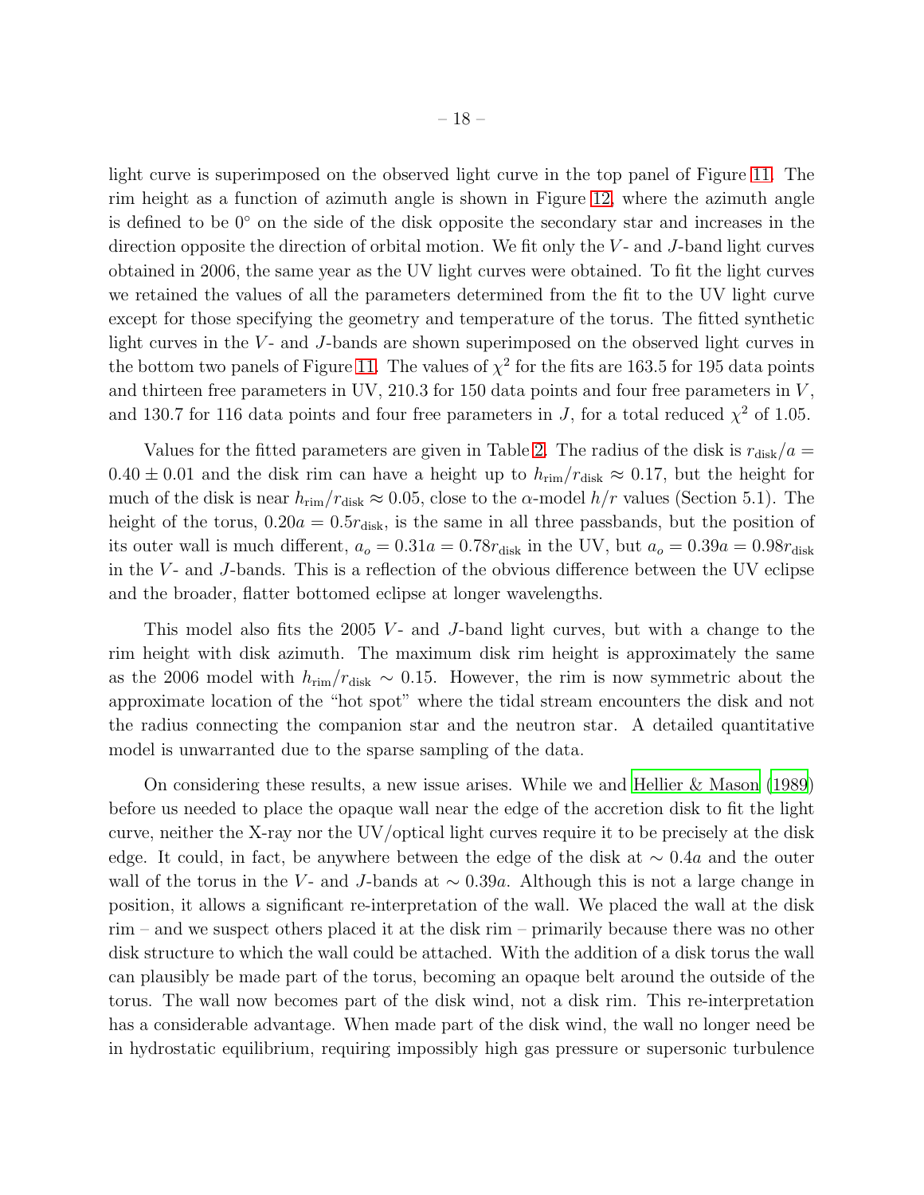light curve is superimposed on the observed light curve in the top panel of Figure 11. The rim height as a function of azimuth angle is shown in Figure 12, where the azimuth angle is defined to be $0^\circ$ on the side of the disk opposite the secondary star and increases in the direction opposite the direction of orbital motion. We fit only the $V$- and $J$-band light curves obtained in 2006, the same year as the UV light curves were obtained. To fit the light curves we retained the values of all the parameters determined from the fit to the UV light curve except for those specifying the geometry and temperature of the torus. The fitted synthetic light curves in the $V$- and $J$-bands are shown superimposed on the observed light curves in the bottom two panels of Figure 11. The values of $\chi^2$ for the fits are 163.5 for 195 data points and thirteen free parameters in UV, 210.3 for 150 data points and four free parameters in $V$, and 130.7 for 116 data points and four free parameters in $J$, for a total reduced $\chi^2$ of 1.05.

Values for the fitted parameters are given in Table 2. The radius of the disk is $r_{\rm disk}/a = 0.40 \pm 0.01$ and the disk rim can have a height up to $h_{\rm rim}/r_{\rm disk} \approx 0.17$, but the height for much of the disk is near $h_{\rm rim}/r_{\rm disk} \approx 0.05$, close to the $\alpha$-model $h/r$ values (Section 5.1). The height of the torus, $0.20a = 0.5r_{\rm disk}$, is the same in all three passbands, but the position of its outer wall is much different, $a_o = 0.31a = 0.78r_{\rm disk}$ in the UV, but $a_o = 0.39a = 0.98r_{\rm disk}$ in the $V$- and $J$-bands. This is a reflection of the obvious difference between the UV eclipse and the broader, flatter bottomed eclipse at longer wavelengths.

This model also fits the 2005 $V$- and $J$-band light curves, but with a change to the rim height with disk azimuth. The maximum disk rim height is approximately the same as the 2006 model with $h_{\rm rim}/r_{\rm disk} \sim 0.15$. However, the rim is now symmetric about the approximate location of the "hot spot" where the tidal stream encounters the disk and not the radius connecting the companion star and the neutron star. A detailed quantitative model is unwarranted due to the sparse sampling of the data.

On considering these results, a new issue arises. While we and Hellier & Mason (1989) before us needed to place the opaque wall near the edge of the accretion disk to fit the light curve, neither the X-ray nor the UV/optical light curves require it to be precisely at the disk edge. It could, in fact, be anywhere between the edge of the disk at $\sim 0.4a$ and the outer wall of the torus in the $V$- and $J$-bands at $\sim 0.39a$. Although this is not a large change in position, it allows a significant re-interpretation of the wall. We placed the wall at the disk rim – and we suspect others placed it at the disk rim – primarily because there was no other disk structure to which the wall could be attached. With the addition of a disk torus the wall can plausibly be made part of the torus, becoming an opaque belt around the outside of the torus. The wall now becomes part of the disk wind, not a disk rim. This re-interpretation has a considerable advantage. When made part of the disk wind, the wall no longer need be in hydrostatic equilibrium, requiring impossibly high gas pressure or supersonic turbulence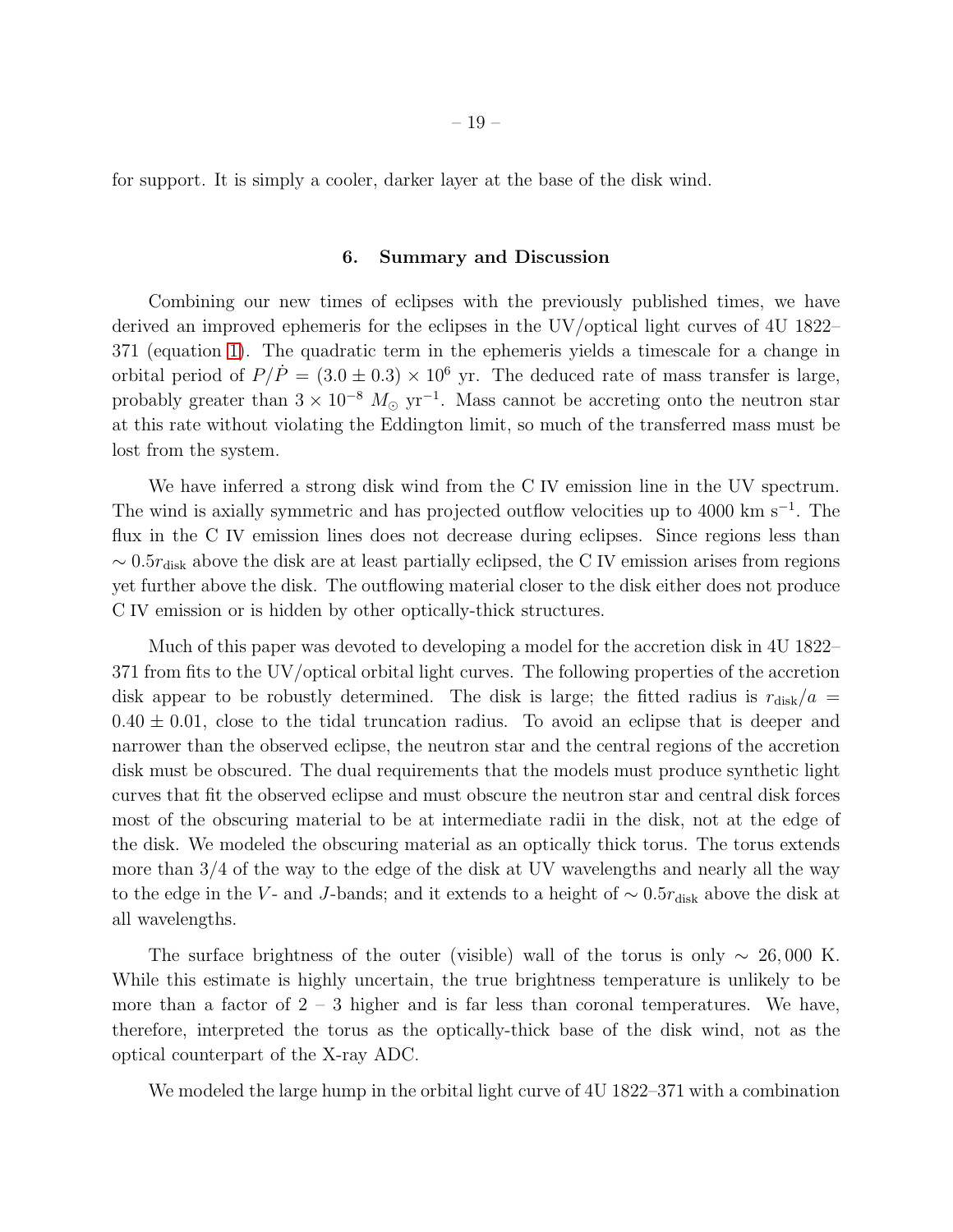for support. It is simply a cooler, darker layer at the base of the disk wind.

## 6. Summary and Discussion

Combining our new times of eclipses with the previously published times, we have derived an improved ephemeris for the eclipses in the UV/optical light curves of 4U 1822–371 (equation 1). The quadratic term in the ephemeris yields a timescale for a change in orbital period of $P/\dot{P} = (3.0 \pm 0.3) \times 10^6$ yr. The deduced rate of mass transfer is large, probably greater than $3 \times 10^{-8}$ $M_\odot$ yr$^{-1}$. Mass cannot be accreting onto the neutron star at this rate without violating the Eddington limit, so much of the transferred mass must be lost from the system.

We have inferred a strong disk wind from the C IV emission line in the UV spectrum. The wind is axially symmetric and has projected outflow velocities up to 4000 km s$^{-1}$. The flux in the C IV emission lines does not decrease during eclipses. Since regions less than $\sim 0.5 r_{\rm disk}$ above the disk are at least partially eclipsed, the C IV emission arises from regions yet further above the disk. The outflowing material closer to the disk either does not produce C IV emission or is hidden by other optically-thick structures.

Much of this paper was devoted to developing a model for the accretion disk in 4U 1822–371 from fits to the UV/optical orbital light curves. The following properties of the accretion disk appear to be robustly determined. The disk is large; the fitted radius is $r_{\rm disk}/a = 0.40 \pm 0.01$, close to the tidal truncation radius. To avoid an eclipse that is deeper and narrower than the observed eclipse, the neutron star and the central regions of the accretion disk must be obscured. The dual requirements that the models must produce synthetic light curves that fit the observed eclipse and must obscure the neutron star and central disk forces most of the obscuring material to be at intermediate radii in the disk, not at the edge of the disk. We modeled the obscuring material as an optically thick torus. The torus extends more than 3/4 of the way to the edge of the disk at UV wavelengths and nearly all the way to the edge in the $V$- and $J$-bands; and it extends to a height of $\sim 0.5 r_{\rm disk}$ above the disk at all wavelengths.

The surface brightness of the outer (visible) wall of the torus is only $\sim$ 26,000 K. While this estimate is highly uncertain, the true brightness temperature is unlikely to be more than a factor of 2 – 3 higher and is far less than coronal temperatures. We have, therefore, interpreted the torus as the optically-thick base of the disk wind, not as the optical counterpart of the X-ray ADC.

We modeled the large hump in the orbital light curve of 4U 1822–371 with a combination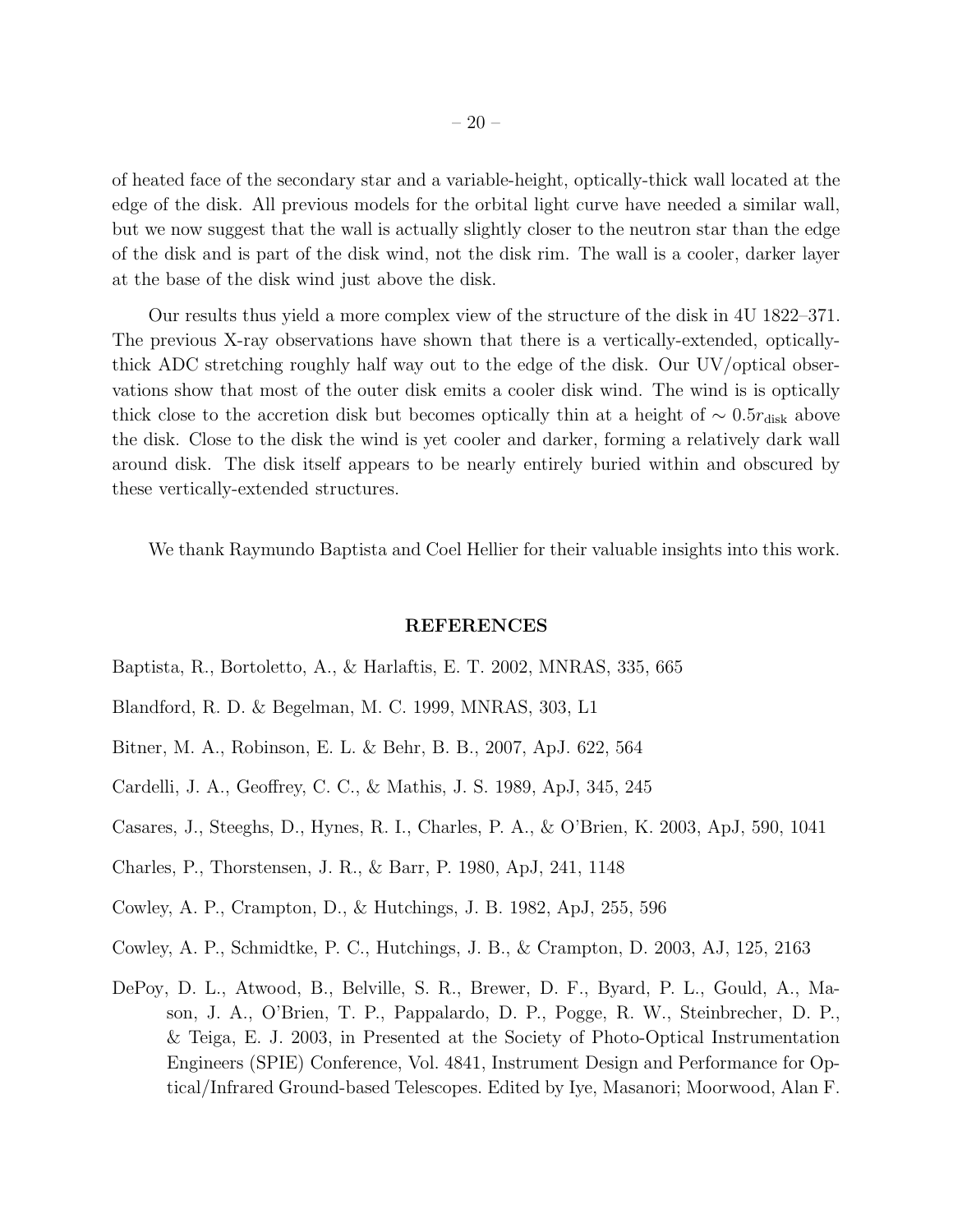of heated face of the secondary star and a variable-height, optically-thick wall located at the edge of the disk. All previous models for the orbital light curve have needed a similar wall, but we now suggest that the wall is actually slightly closer to the neutron star than the edge of the disk and is part of the disk wind, not the disk rim. The wall is a cooler, darker layer at the base of the disk wind just above the disk.

Our results thus yield a more complex view of the structure of the disk in 4U 1822–371. The previous X-ray observations have shown that there is a vertically-extended, optically-thick ADC stretching roughly half way out to the edge of the disk. Our UV/optical observations show that most of the outer disk emits a cooler disk wind. The wind is is optically thick close to the accretion disk but becomes optically thin at a height of $\sim 0.5r_{\rm disk}$ above the disk. Close to the disk the wind is yet cooler and darker, forming a relatively dark wall around disk. The disk itself appears to be nearly entirely buried within and obscured by these vertically-extended structures.

We thank Raymundo Baptista and Coel Hellier for their valuable insights into this work.

## REFERENCES

Baptista, R., Bortoletto, A., & Harlaftis, E. T. 2002, MNRAS, 335, 665

Blandford, R. D. & Begelman, M. C. 1999, MNRAS, 303, L1

Bitner, M. A., Robinson, E. L. & Behr, B. B., 2007, ApJ. 622, 564

Cardelli, J. A., Geoffrey, C. C., & Mathis, J. S. 1989, ApJ, 345, 245

Casares, J., Steeghs, D., Hynes, R. I., Charles, P. A., & O'Brien, K. 2003, ApJ, 590, 1041

Charles, P., Thorstensen, J. R., & Barr, P. 1980, ApJ, 241, 1148

Cowley, A. P., Crampton, D., & Hutchings, J. B. 1982, ApJ, 255, 596

Cowley, A. P., Schmidtke, P. C., Hutchings, J. B., & Crampton, D. 2003, AJ, 125, 2163

DePoy, D. L., Atwood, B., Belville, S. R., Brewer, D. F., Byard, P. L., Gould, A., Mason, J. A., O'Brien, T. P., Pappalardo, D. P., Pogge, R. W., Steinbrecher, D. P., & Teiga, E. J. 2003, in Presented at the Society of Photo-Optical Instrumentation Engineers (SPIE) Conference, Vol. 4841, Instrument Design and Performance for Optical/Infrared Ground-based Telescopes. Edited by Iye, Masanori; Moorwood, Alan F.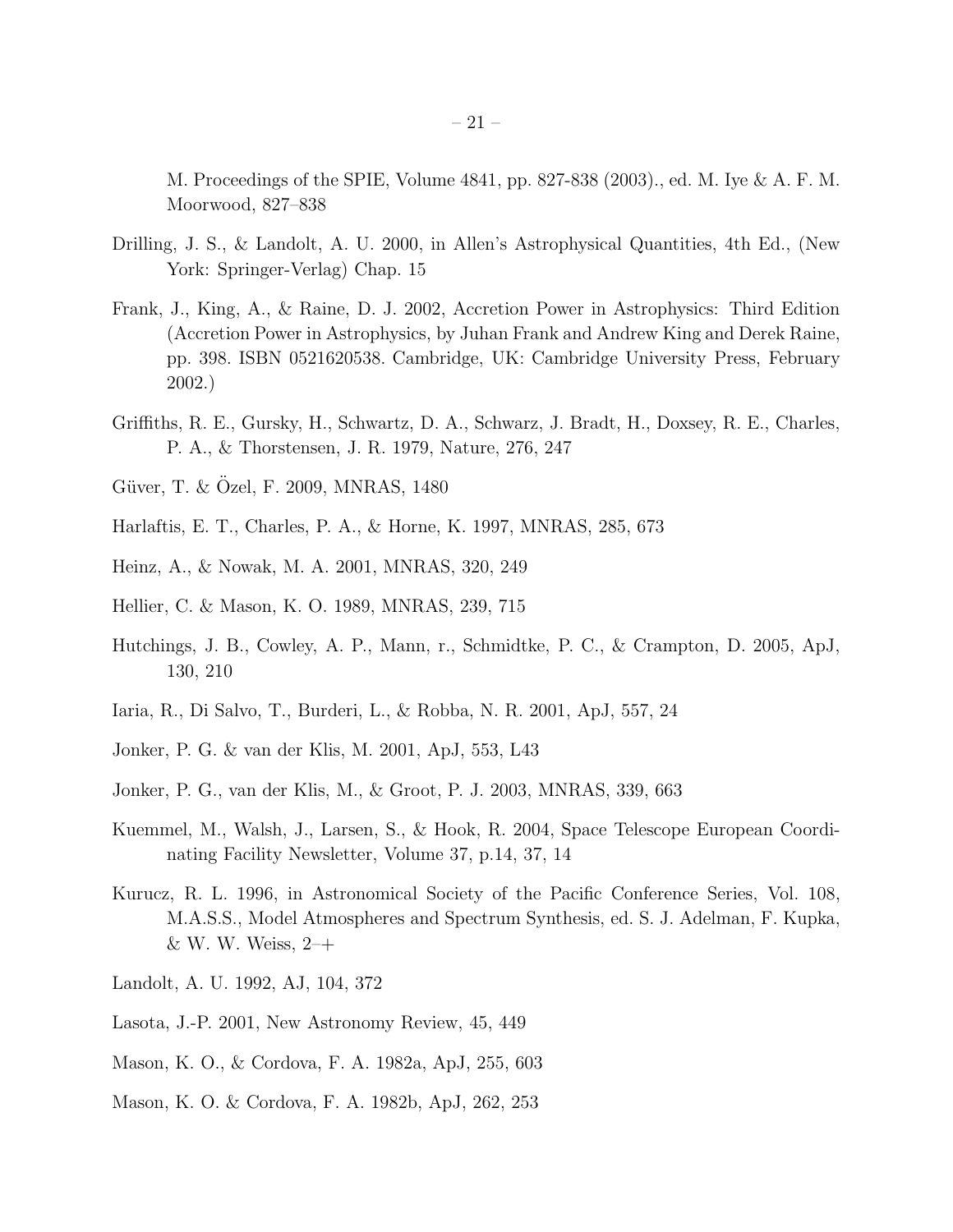M. Proceedings of the SPIE, Volume 4841, pp. 827-838 (2003)., ed. M. Iye & A. F. M. Moorwood, 827–838

Drilling, J. S., & Landolt, A. U. 2000, in Allen's Astrophysical Quantities, 4th Ed., (New York: Springer-Verlag) Chap. 15

Frank, J., King, A., & Raine, D. J. 2002, Accretion Power in Astrophysics: Third Edition (Accretion Power in Astrophysics, by Juhan Frank and Andrew King and Derek Raine, pp. 398. ISBN 0521620538. Cambridge, UK: Cambridge University Press, February 2002.)

Griffiths, R. E., Gursky, H., Schwartz, D. A., Schwarz, J. Bradt, H., Doxsey, R. E., Charles, P. A., & Thorstensen, J. R. 1979, Nature, 276, 247

Güver, T. & Özel, F. 2009, MNRAS, 1480

Harlaftis, E. T., Charles, P. A., & Horne, K. 1997, MNRAS, 285, 673

Heinz, A., & Nowak, M. A. 2001, MNRAS, 320, 249

Hellier, C. & Mason, K. O. 1989, MNRAS, 239, 715

Hutchings, J. B., Cowley, A. P., Mann, r., Schmidtke, P. C., & Crampton, D. 2005, ApJ, 130, 210

Iaria, R., Di Salvo, T., Burderi, L., & Robba, N. R. 2001, ApJ, 557, 24

Jonker, P. G. & van der Klis, M. 2001, ApJ, 553, L43

Jonker, P. G., van der Klis, M., & Groot, P. J. 2003, MNRAS, 339, 663

Kuemmel, M., Walsh, J., Larsen, S., & Hook, R. 2004, Space Telescope European Coordinating Facility Newsletter, Volume 37, p.14, 37, 14

Kurucz, R. L. 1996, in Astronomical Society of the Pacific Conference Series, Vol. 108, M.A.S.S., Model Atmospheres and Spectrum Synthesis, ed. S. J. Adelman, F. Kupka, & W. W. Weiss, 2–+

Landolt, A. U. 1992, AJ, 104, 372

Lasota, J.-P. 2001, New Astronomy Review, 45, 449

Mason, K. O., & Cordova, F. A. 1982a, ApJ, 255, 603

Mason, K. O. & Cordova, F. A. 1982b, ApJ, 262, 253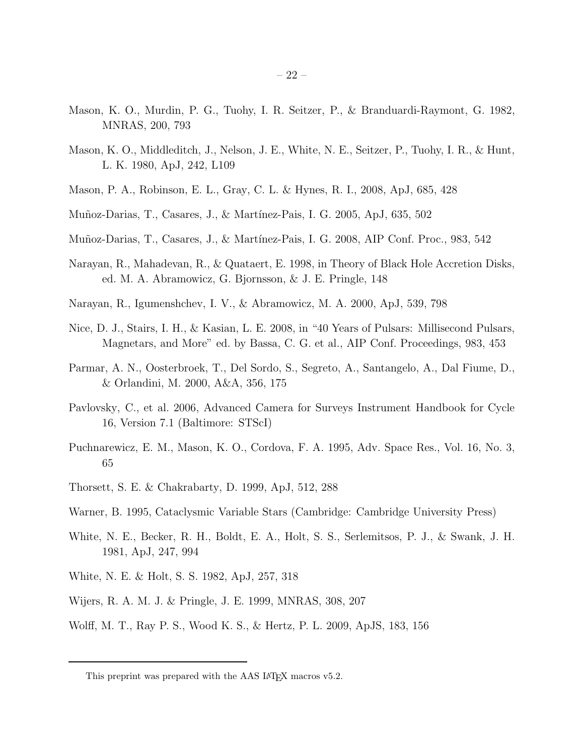Mason, K. O., Murdin, P. G., Tuohy, I. R. Seitzer, P., & Branduardi-Raymont, G. 1982, MNRAS, 200, 793

Mason, K. O., Middleditch, J., Nelson, J. E., White, N. E., Seitzer, P., Tuohy, I. R., & Hunt, L. K. 1980, ApJ, 242, L109

Mason, P. A., Robinson, E. L., Gray, C. L. & Hynes, R. I., 2008, ApJ, 685, 428

Muñoz-Darias, T., Casares, J., & Martínez-Pais, I. G. 2005, ApJ, 635, 502

Muñoz-Darias, T., Casares, J., & Martínez-Pais, I. G. 2008, AIP Conf. Proc., 983, 542

Narayan, R., Mahadevan, R., & Quataert, E. 1998, in Theory of Black Hole Accretion Disks, ed. M. A. Abramowicz, G. Bjornsson, & J. E. Pringle, 148

Narayan, R., Igumenshchev, I. V., & Abramowicz, M. A. 2000, ApJ, 539, 798

Nice, D. J., Stairs, I. H., & Kasian, L. E. 2008, in "40 Years of Pulsars: Millisecond Pulsars, Magnetars, and More" ed. by Bassa, C. G. et al., AIP Conf. Proceedings, 983, 453

Parmar, A. N., Oosterbroek, T., Del Sordo, S., Segreto, A., Santangelo, A., Dal Fiume, D., & Orlandini, M. 2000, A&A, 356, 175

Pavlovsky, C., et al. 2006, Advanced Camera for Surveys Instrument Handbook for Cycle 16, Version 7.1 (Baltimore: STScI)

Puchnarewicz, E. M., Mason, K. O., Cordova, F. A. 1995, Adv. Space Res., Vol. 16, No. 3, 65

Thorsett, S. E. & Chakrabarty, D. 1999, ApJ, 512, 288

Warner, B. 1995, Cataclysmic Variable Stars (Cambridge: Cambridge University Press)

White, N. E., Becker, R. H., Boldt, E. A., Holt, S. S., Serlemitsos, P. J., & Swank, J. H. 1981, ApJ, 247, 994

White, N. E. & Holt, S. S. 1982, ApJ, 257, 318

Wijers, R. A. M. J. & Pringle, J. E. 1999, MNRAS, 308, 207

Wolff, M. T., Ray P. S., Wood K. S., & Hertz, P. L. 2009, ApJS, 183, 156

This preprint was prepared with the AAS LaTeX macros v5.2.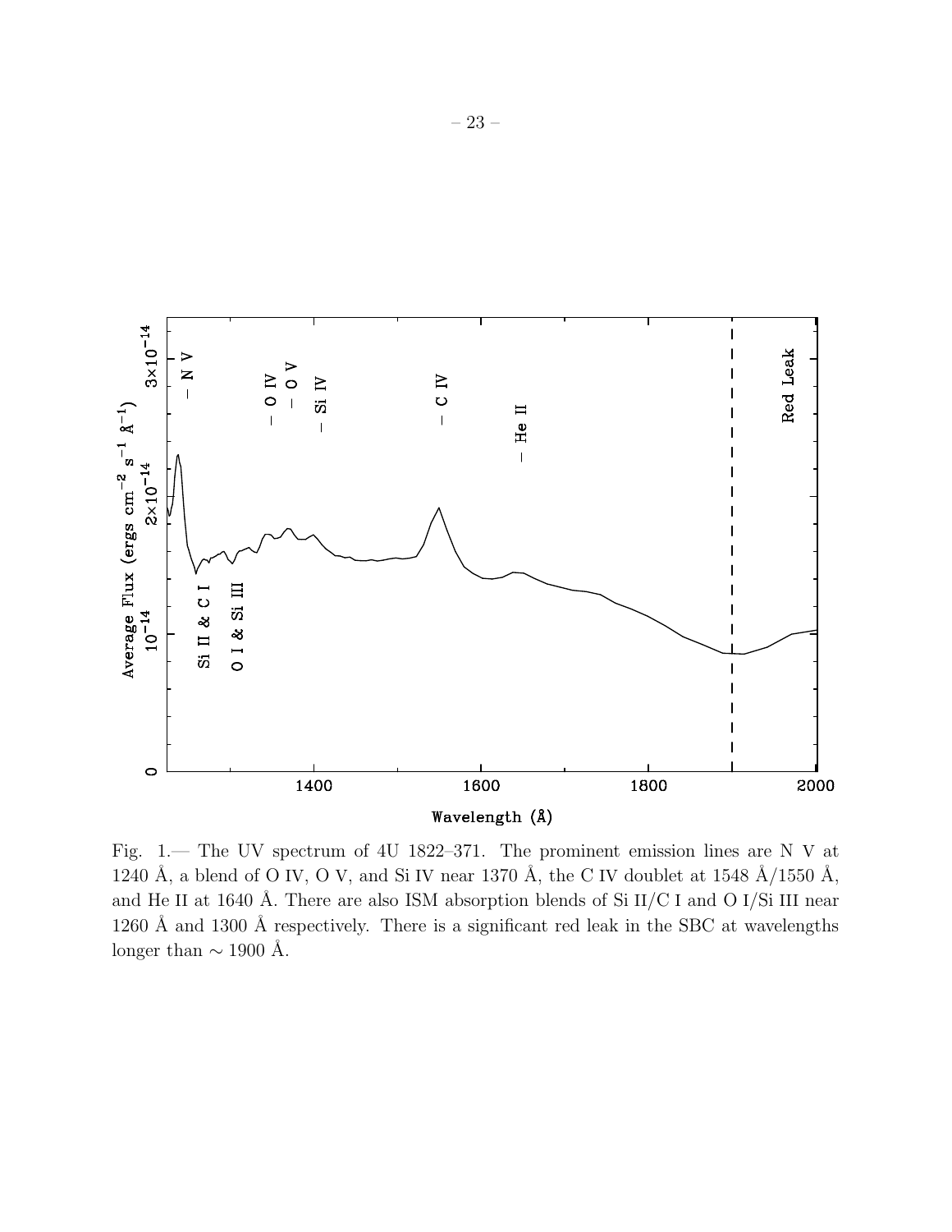Fig. 1.— The UV spectrum of 4U 1822–371. The prominent emission lines are N V at 1240 Å, a blend of O IV, O V, and Si IV near 1370 Å, the C IV doublet at 1548 Å/1550 Å, and He II at 1640 Å. There are also ISM absorption blends of Si II/C I and O I/Si III near 1260 Å and 1300 Å respectively. There is a significant red leak in the SBC at wavelengths longer than $\sim$ 1900 Å.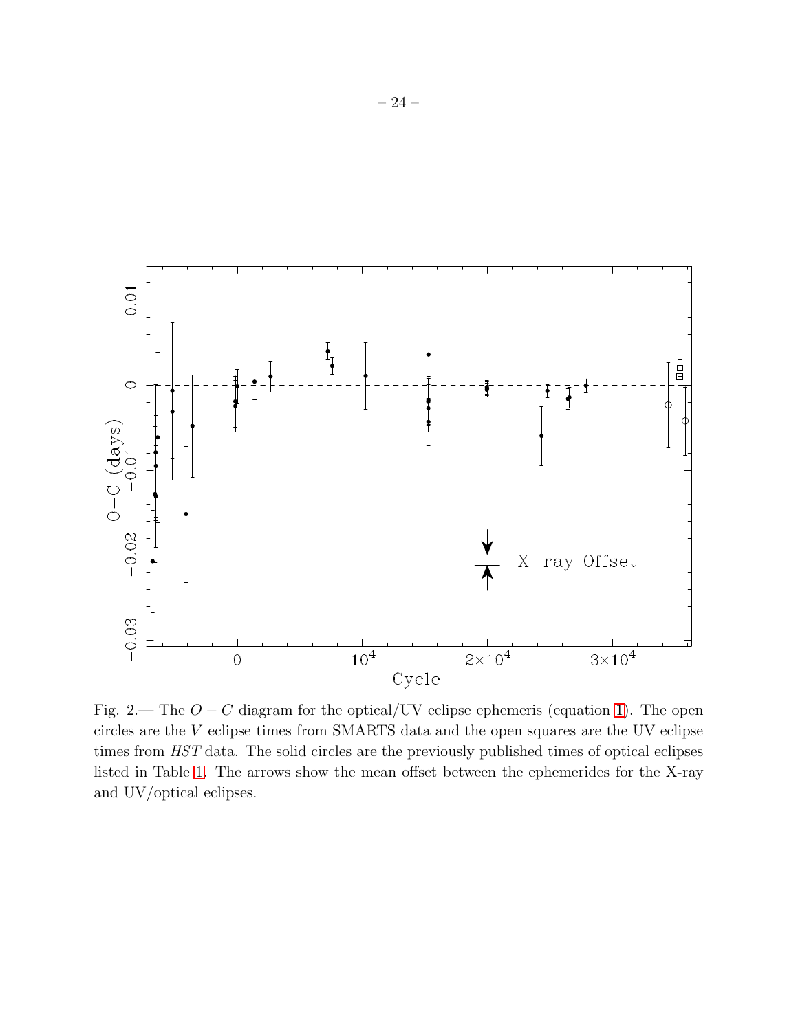Fig. 2.— The $O - C$ diagram for the optical/UV eclipse ephemeris (equation 1). The open circles are the $V$ eclipse times from SMARTS data and the open squares are the UV eclipse times from *HST* data. The solid circles are the previously published times of optical eclipses listed in Table 1. The arrows show the mean offset between the ephemerides for the X-ray and UV/optical eclipses.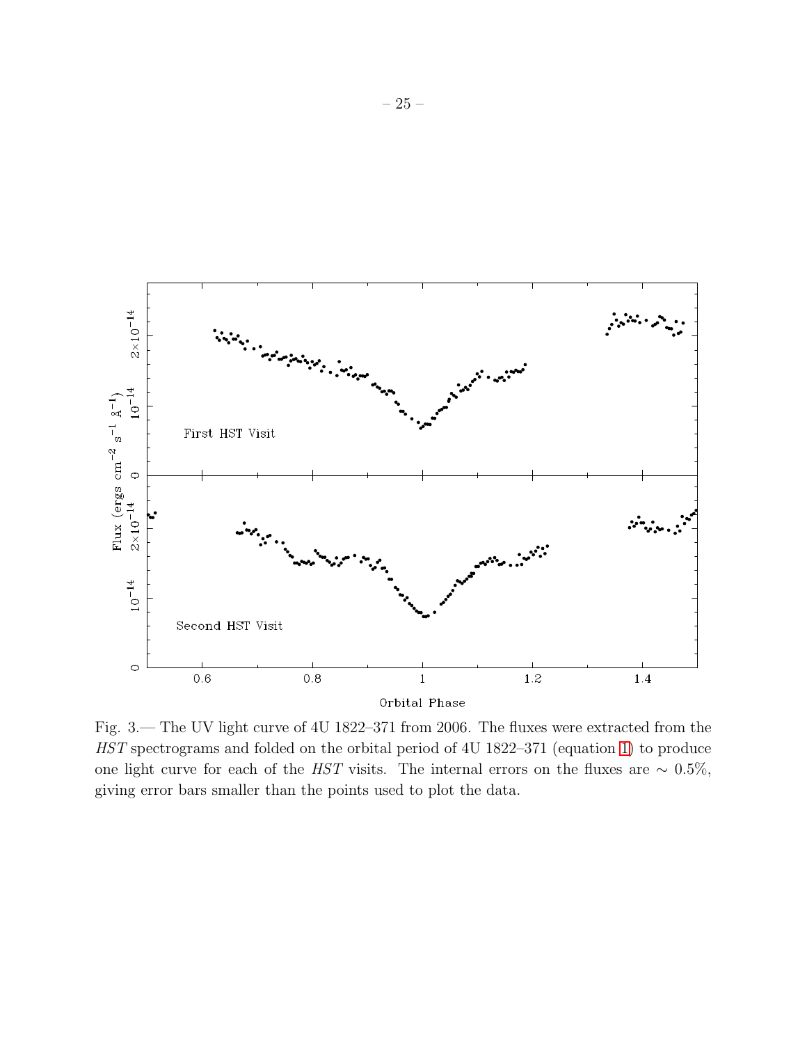Fig. 3.— The UV light curve of 4U 1822–371 from 2006. The fluxes were extracted from the *HST* spectrograms and folded on the orbital period of 4U 1822–371 (equation 1) to produce one light curve for each of the *HST* visits. The internal errors on the fluxes are $\sim 0.5\%$, giving error bars smaller than the points used to plot the data.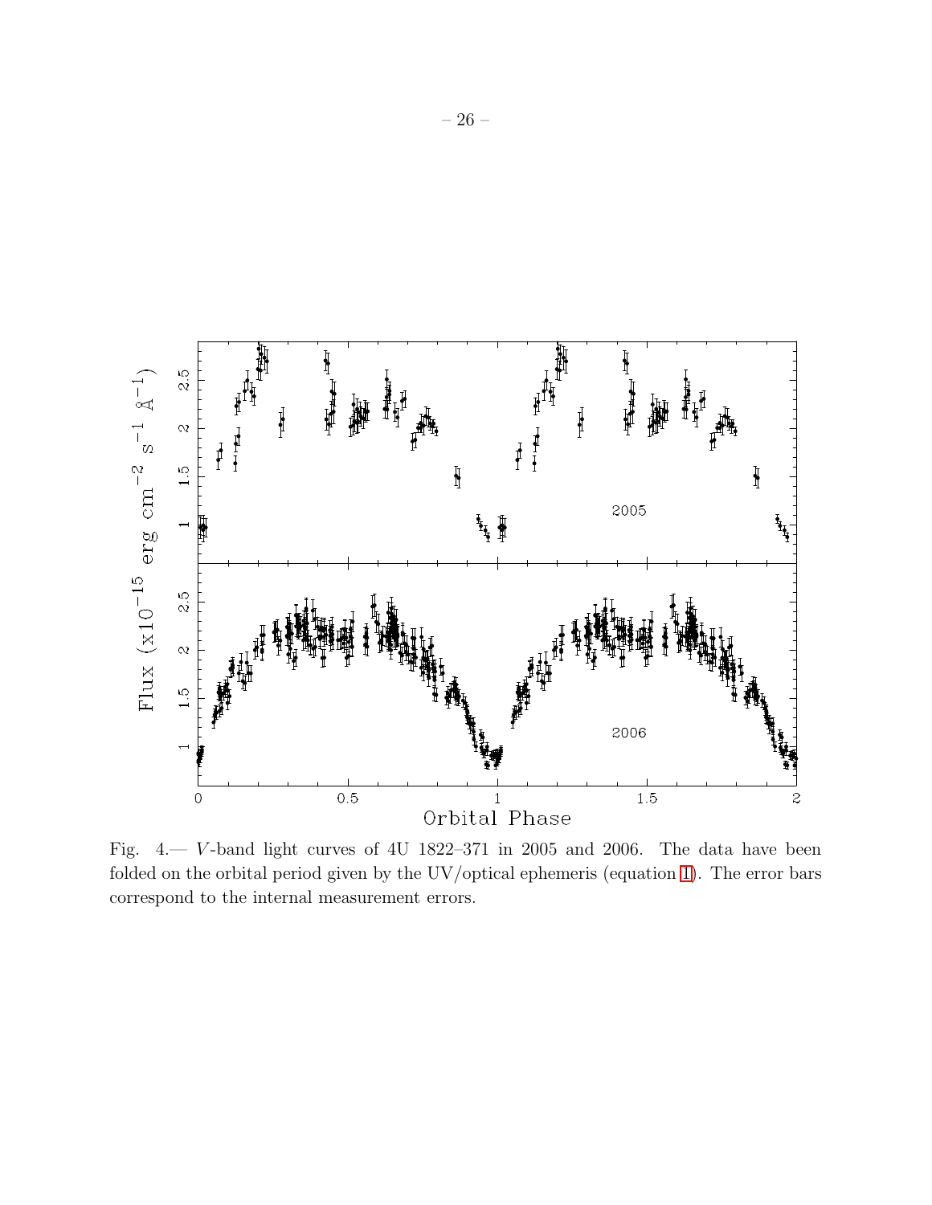Fig. 4.— $V$-band light curves of 4U 1822–371 in 2005 and 2006. The data have been folded on the orbital period given by the UV/optical ephemeris (equation 1). The error bars correspond to the internal measurement errors.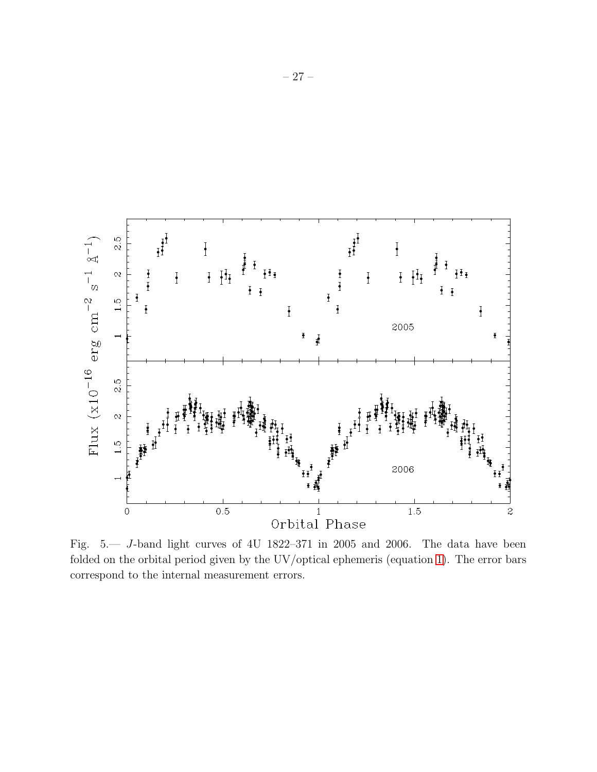Fig. 5.— *J*-band light curves of 4U 1822–371 in 2005 and 2006. The data have been folded on the orbital period given by the UV/optical ephemeris (equation 1). The error bars correspond to the internal measurement errors.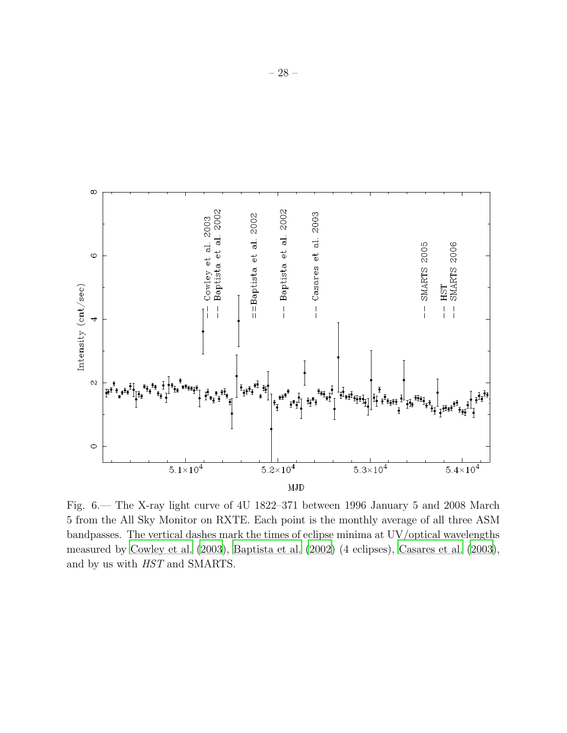Fig. 6.— The X-ray light curve of 4U 1822–371 between 1996 January 5 and 2008 March 5 from the All Sky Monitor on RXTE. Each point is the monthly average of all three ASM bandpasses. The vertical dashes mark the times of eclipse minima at UV/optical wavelengths measured by Cowley et al. (2003), Baptista et al. (2002) (4 eclipses), Casares et al. (2003), and by us with *HST* and SMARTS.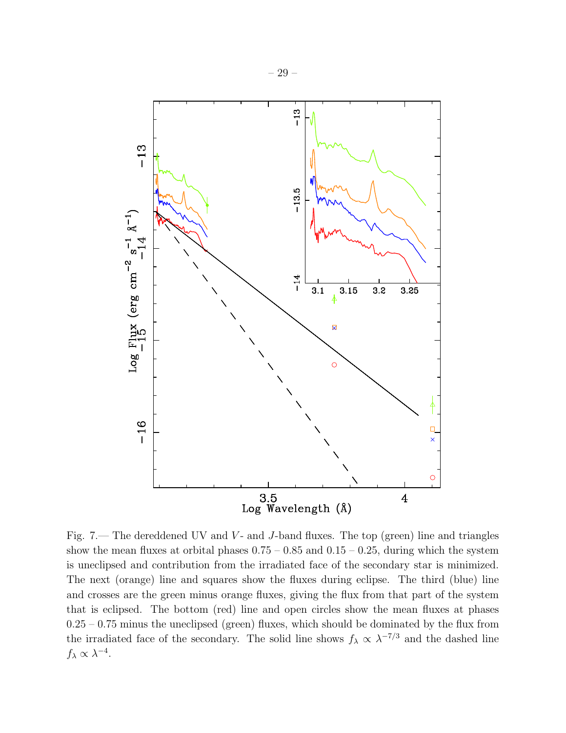Fig. 7.— The dereddened UV and $V$- and $J$-band fluxes. The top (green) line and triangles show the mean fluxes at orbital phases 0.75 – 0.85 and 0.15 – 0.25, during which the system is uneclipsed and contribution from the irradiated face of the secondary star is minimized. The next (orange) line and squares show the fluxes during eclipse. The third (blue) line and crosses are the green minus orange fluxes, giving the flux from that part of the system that is eclipsed. The bottom (red) line and open circles show the mean fluxes at phases 0.25 – 0.75 minus the uneclipsed (green) fluxes, which should be dominated by the flux from the irradiated face of the secondary. The solid line shows $f_\lambda \propto \lambda^{-7/3}$ and the dashed line $f_\lambda \propto \lambda^{-4}$.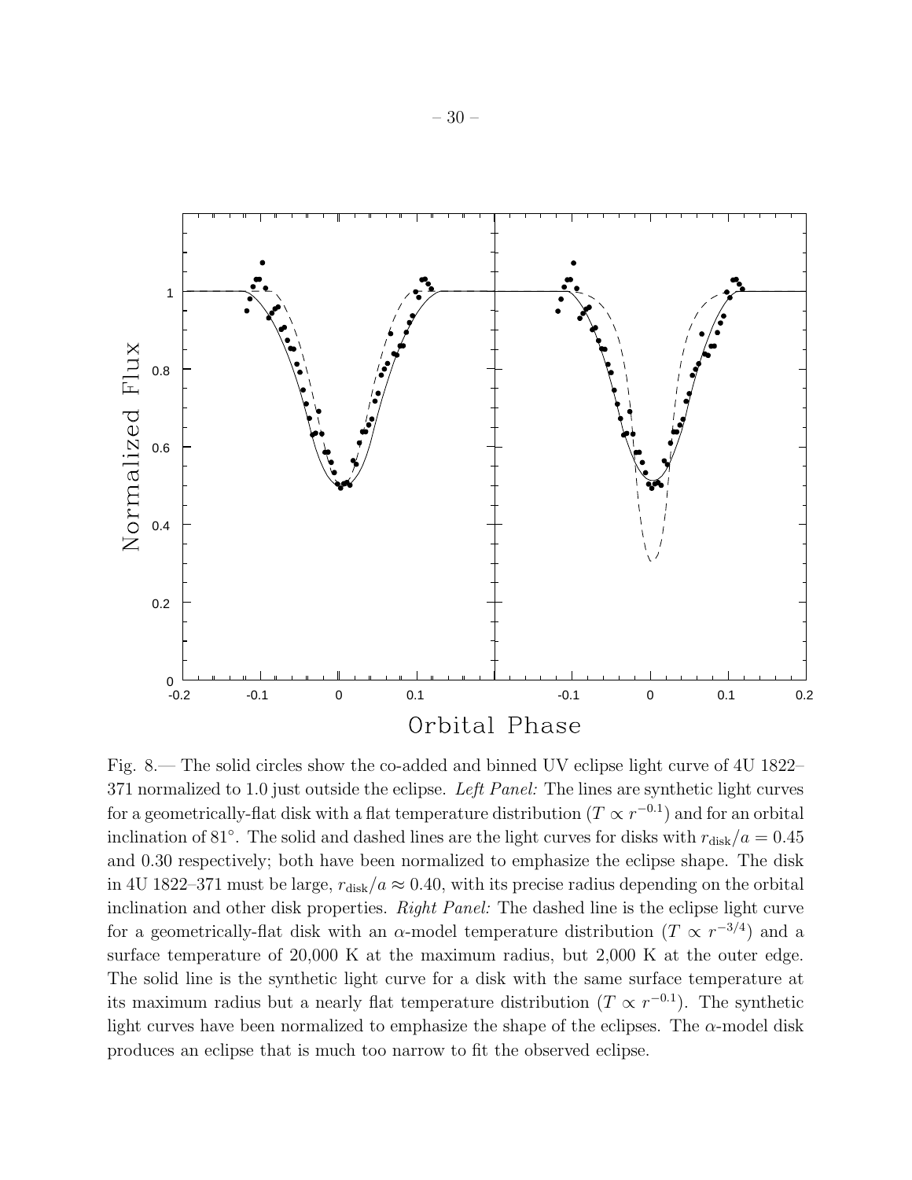Fig. 8.— The solid circles show the co-added and binned UV eclipse light curve of 4U 1822–371 normalized to 1.0 just outside the eclipse. *Left Panel:* The lines are synthetic light curves for a geometrically-flat disk with a flat temperature distribution ($T \propto r^{-0.1}$) and for an orbital inclination of 81°. The solid and dashed lines are the light curves for disks with $r_{\rm disk}/a = 0.45$ and 0.30 respectively; both have been normalized to emphasize the eclipse shape. The disk in 4U 1822–371 must be large, $r_{\rm disk}/a \approx 0.40$, with its precise radius depending on the orbital inclination and other disk properties. *Right Panel:* The dashed line is the eclipse light curve for a geometrically-flat disk with an $\alpha$-model temperature distribution ($T \propto r^{-3/4}$) and a surface temperature of 20,000 K at the maximum radius, but 2,000 K at the outer edge. The solid line is the synthetic light curve for a disk with the same surface temperature at its maximum radius but a nearly flat temperature distribution ($T \propto r^{-0.1}$). The synthetic light curves have been normalized to emphasize the shape of the eclipses. The $\alpha$-model disk produces an eclipse that is much too narrow to fit the observed eclipse.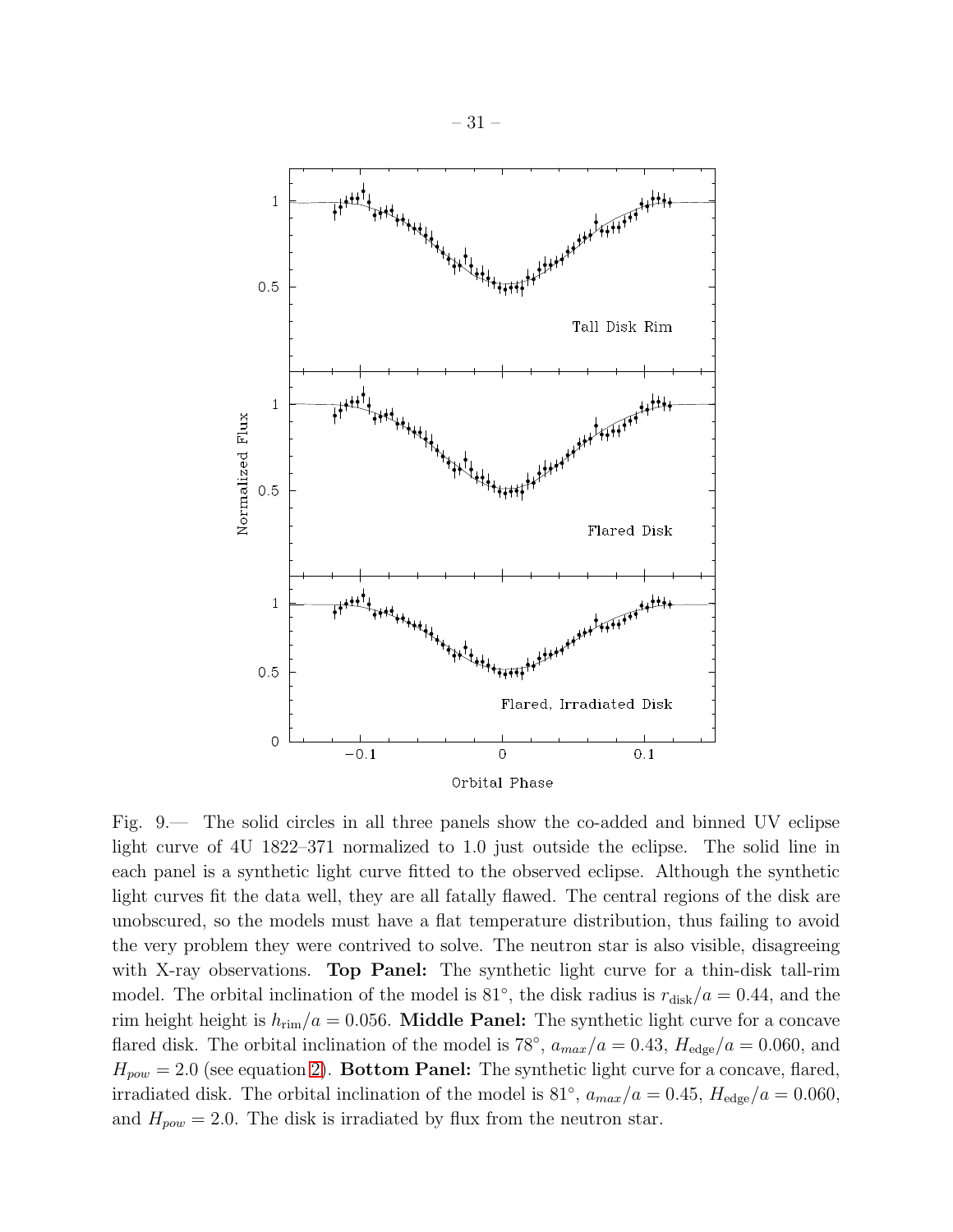Fig. 9.— The solid circles in all three panels show the co-added and binned UV eclipse light curve of 4U 1822–371 normalized to 1.0 just outside the eclipse. The solid line in each panel is a synthetic light curve fitted to the observed eclipse. Although the synthetic light curves fit the data well, they are all fatally flawed. The central regions of the disk are unobscured, so the models must have a flat temperature distribution, thus failing to avoid the very problem they were contrived to solve. The neutron star is also visible, disagreeing with X-ray observations. **Top Panel:** The synthetic light curve for a thin-disk tall-rim model. The orbital inclination of the model is 81°, the disk radius is $r_{\rm disk}/a = 0.44$, and the rim height height is $h_{\rm rim}/a = 0.056$. **Middle Panel:** The synthetic light curve for a concave flared disk. The orbital inclination of the model is 78°, $a_{max}/a = 0.43$, $H_{\rm edge}/a = 0.060$, and $H_{pow} = 2.0$ (see equation 2). **Bottom Panel:** The synthetic light curve for a concave, flared, irradiated disk. The orbital inclination of the model is 81°, $a_{max}/a = 0.45$, $H_{\rm edge}/a = 0.060$, and $H_{pow} = 2.0$. The disk is irradiated by flux from the neutron star.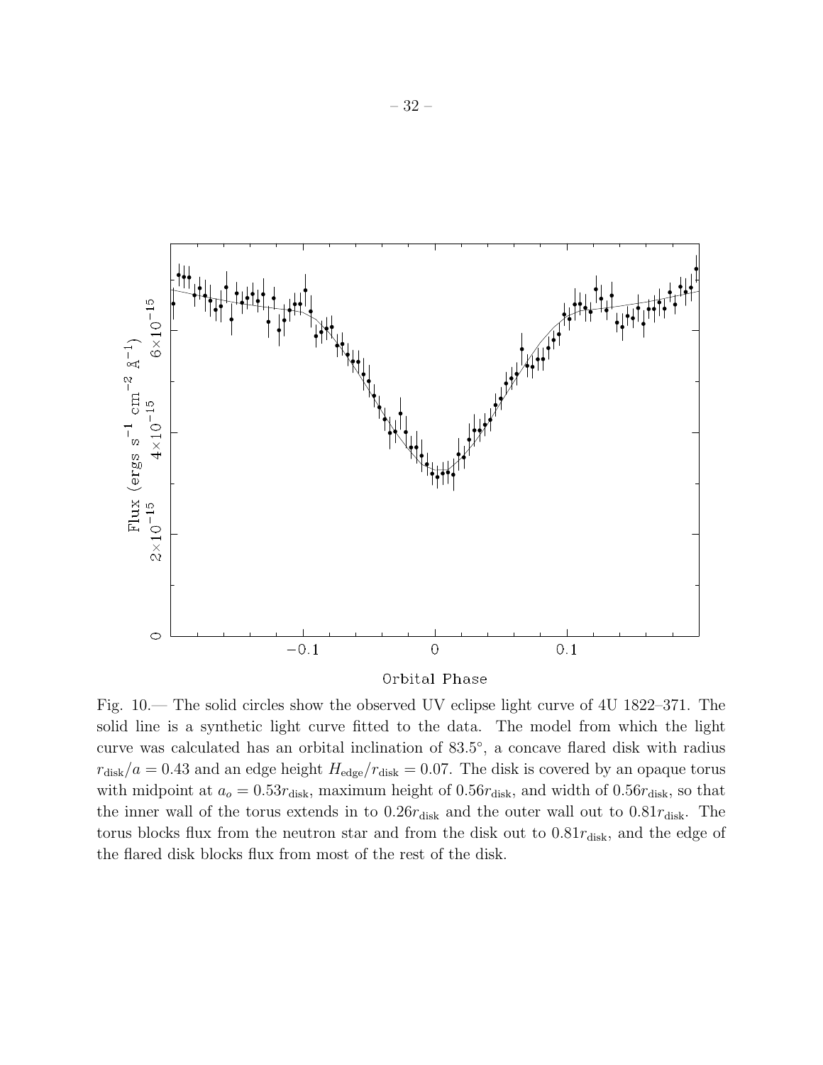Fig. 10.— The solid circles show the observed UV eclipse light curve of 4U 1822–371. The solid line is a synthetic light curve fitted to the data. The model from which the light curve was calculated has an orbital inclination of 83.5°, a concave flared disk with radius $r_{\rm disk}/a = 0.43$ and an edge height $H_{\rm edge}/r_{\rm disk} = 0.07$. The disk is covered by an opaque torus with midpoint at $a_o = 0.53 r_{\rm disk}$, maximum height of $0.56 r_{\rm disk}$, and width of $0.56 r_{\rm disk}$, so that the inner wall of the torus extends in to $0.26 r_{\rm disk}$ and the outer wall out to $0.81 r_{\rm disk}$. The torus blocks flux from the neutron star and from the disk out to $0.81 r_{\rm disk}$, and the edge of the flared disk blocks flux from most of the rest of the disk.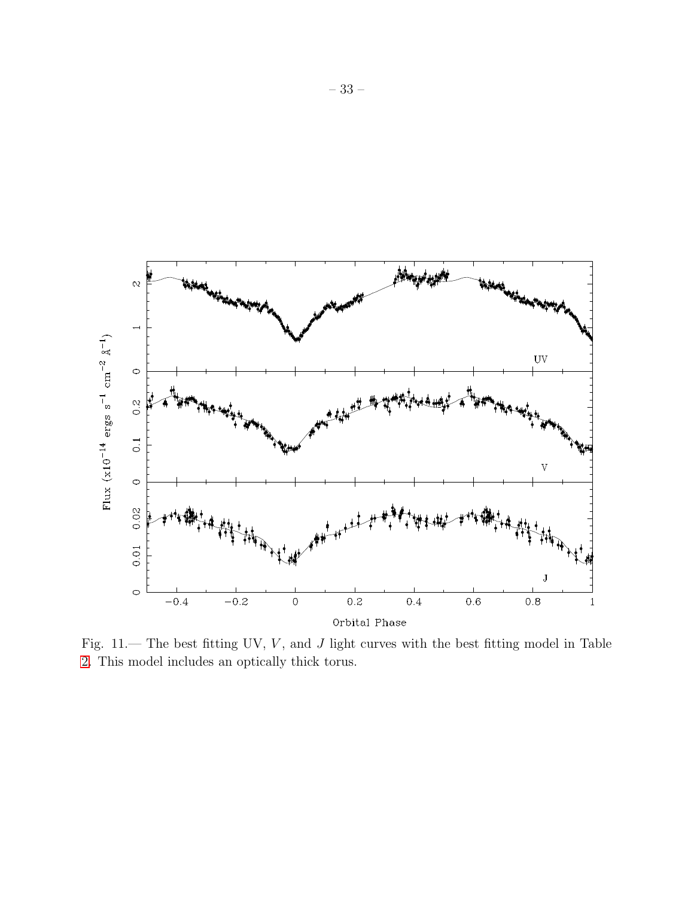Fig. 11.— The best fitting UV, $V$, and $J$ light curves with the best fitting model in Table 2. This model includes an optically thick torus.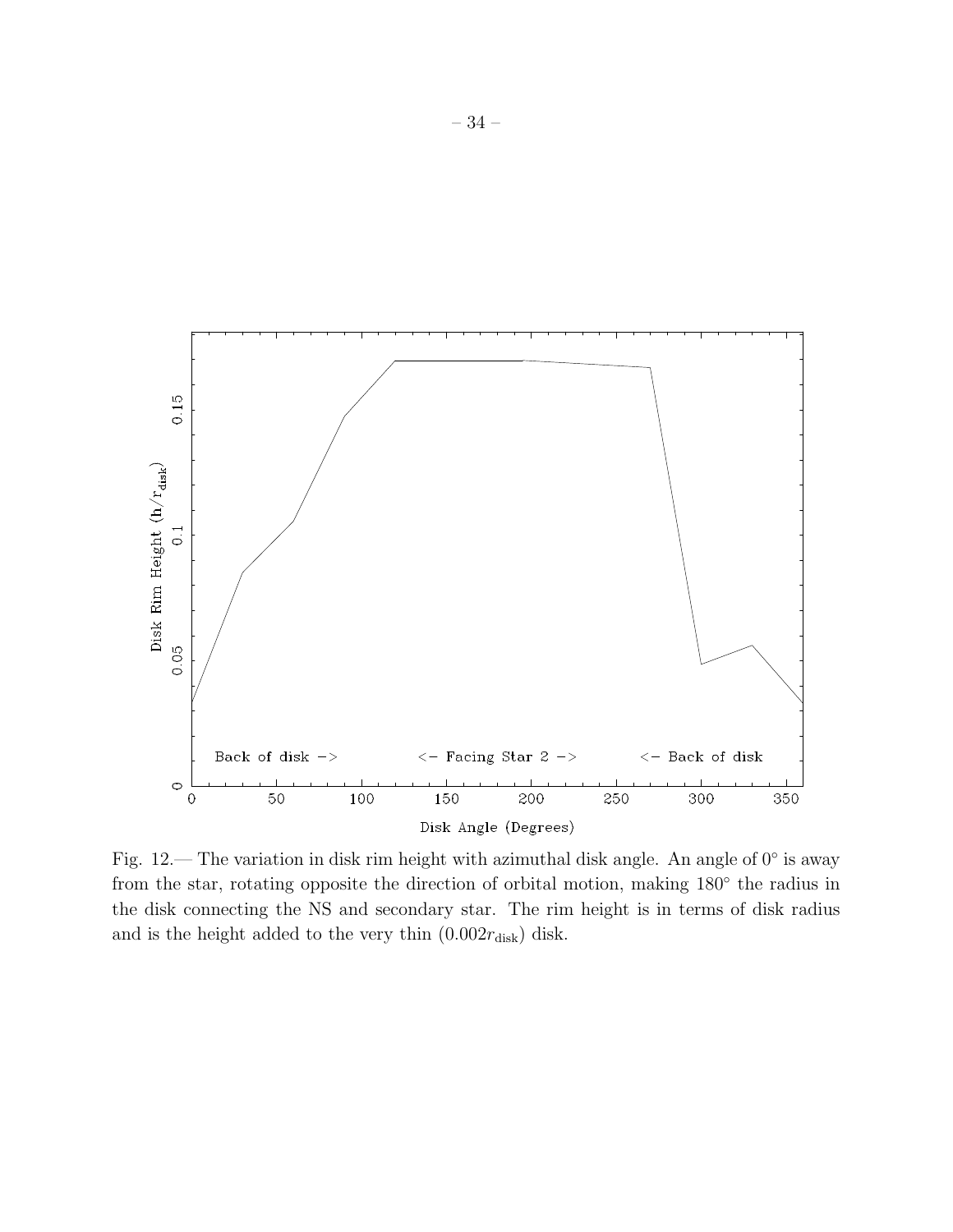Fig. 12.— The variation in disk rim height with azimuthal disk angle. An angle of $0^{\circ}$ is away from the star, rotating opposite the direction of orbital motion, making $180^{\circ}$ the radius in the disk connecting the NS and secondary star. The rim height is in terms of disk radius and is the height added to the very thin ($0.002r_{\rm disk}$) disk.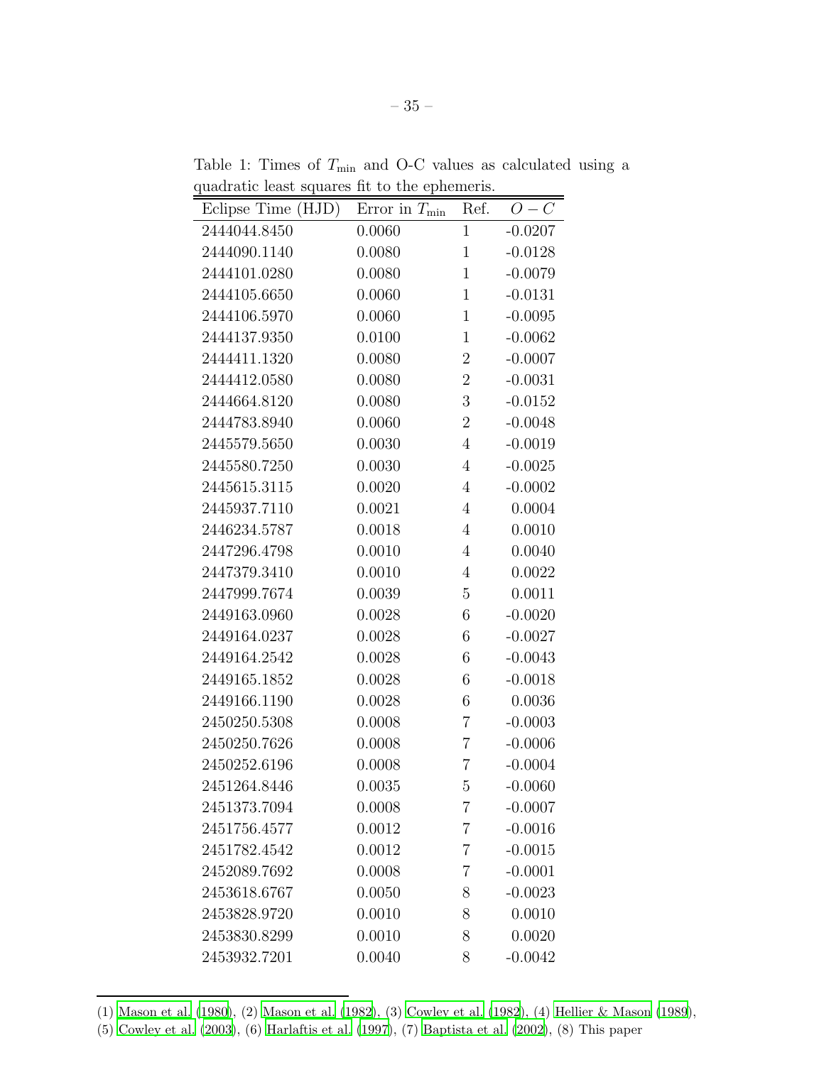Table 1: Times of $T_{\rm min}$ and O-C values as calculated using a quadratic least squares fit to the ephemeris.

| Eclipse Time (HJD) | Error in $T_{\rm min}$ | Ref. | $O-C$ |
|---|---|---|---|
| 2444044.8450 | 0.0060 | 1 | -0.0207 |
| 2444090.1140 | 0.0080 | 1 | -0.0128 |
| 2444101.0280 | 0.0080 | 1 | -0.0079 |
| 2444105.6650 | 0.0060 | 1 | -0.0131 |
| 2444106.5970 | 0.0060 | 1 | -0.0095 |
| 2444137.9350 | 0.0100 | 1 | -0.0062 |
| 2444411.1320 | 0.0080 | 2 | -0.0007 |
| 2444412.0580 | 0.0080 | 2 | -0.0031 |
| 2444664.8120 | 0.0080 | 3 | -0.0152 |
| 2444783.8940 | 0.0060 | 2 | -0.0048 |
| 2445579.5650 | 0.0030 | 4 | -0.0019 |
| 2445580.7250 | 0.0030 | 4 | -0.0025 |
| 2445615.3115 | 0.0020 | 4 | -0.0002 |
| 2445937.7110 | 0.0021 | 4 | 0.0004 |
| 2446234.5787 | 0.0018 | 4 | 0.0010 |
| 2447296.4798 | 0.0010 | 4 | 0.0040 |
| 2447379.3410 | 0.0010 | 4 | 0.0022 |
| 2447999.7674 | 0.0039 | 5 | 0.0011 |
| 2449163.0960 | 0.0028 | 6 | -0.0020 |
| 2449164.0237 | 0.0028 | 6 | -0.0027 |
| 2449164.2542 | 0.0028 | 6 | -0.0043 |
| 2449165.1852 | 0.0028 | 6 | -0.0018 |
| 2449166.1190 | 0.0028 | 6 | 0.0036 |
| 2450250.5308 | 0.0008 | 7 | -0.0003 |
| 2450250.7626 | 0.0008 | 7 | -0.0006 |
| 2450252.6196 | 0.0008 | 7 | -0.0004 |
| 2451264.8446 | 0.0035 | 5 | -0.0060 |
| 2451373.7094 | 0.0008 | 7 | -0.0007 |
| 2451756.4577 | 0.0012 | 7 | -0.0016 |
| 2451782.4542 | 0.0012 | 7 | -0.0015 |
| 2452089.7692 | 0.0008 | 7 | -0.0001 |
| 2453618.6767 | 0.0050 | 8 | -0.0023 |
| 2453828.9720 | 0.0010 | 8 | 0.0010 |
| 2453830.8299 | 0.0010 | 8 | 0.0020 |
| 2453932.7201 | 0.0040 | 8 | -0.0042 |

(1) Mason et al. (1980), (2) Mason et al. (1982), (3) Cowley et al. (1982), (4) Hellier & Mason (1989), (5) Cowley et al. (2003), (6) Harlaftis et al. (1997), (7) Baptista et al. (2002), (8) This paper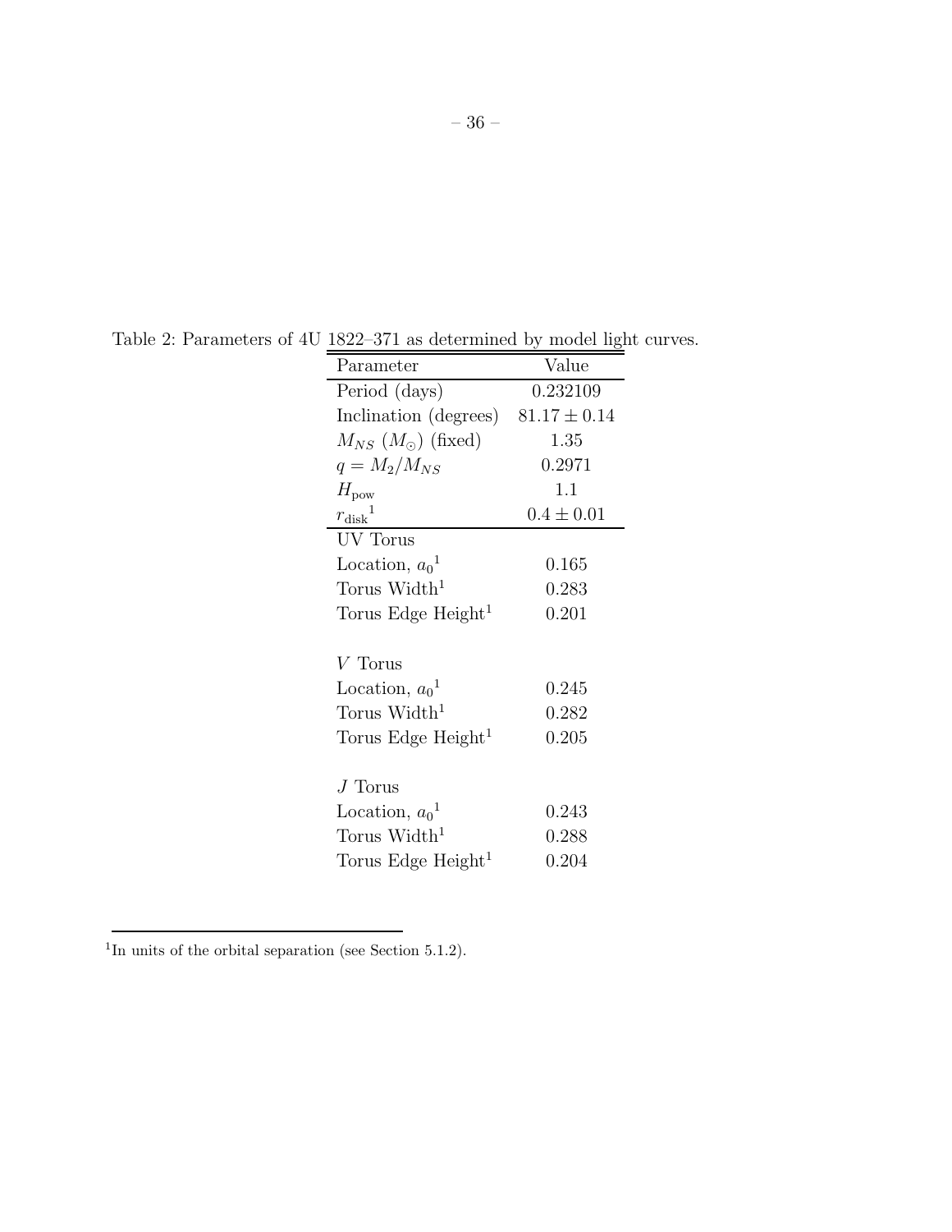Table 2: Parameters of 4U 1822–371 as determined by model light curves.

| Parameter | Value |
|---|---|
| Period (days) | 0.232109 |
| Inclination (degrees) | $81.17 \pm 0.14$ |
| $M_{NS}$ ($M_\odot$) (fixed) | 1.35 |
| $q = M_2/M_{NS}$ | 0.2971 |
| $H_{\rm pow}$ | 1.1 |
| $r_{\rm disk}$ [1] | $0.4 \pm 0.01$ |
| UV Torus | |
| Location, $a_0$ [1] | 0.165 |
| Torus Width[1] | 0.283 |
| Torus Edge Height[1] | 0.201 |
| | |
| $V$ Torus | |
| Location, $a_0$ [1] | 0.245 |
| Torus Width[1] | 0.282 |
| Torus Edge Height[1] | 0.205 |
| | |
| $J$ Torus | |
| Location, $a_0$ [1] | 0.243 |
| Torus Width[1] | 0.288 |
| Torus Edge Height[1] | 0.204 |

[1] In units of the orbital separation (see Section 5.1.2).